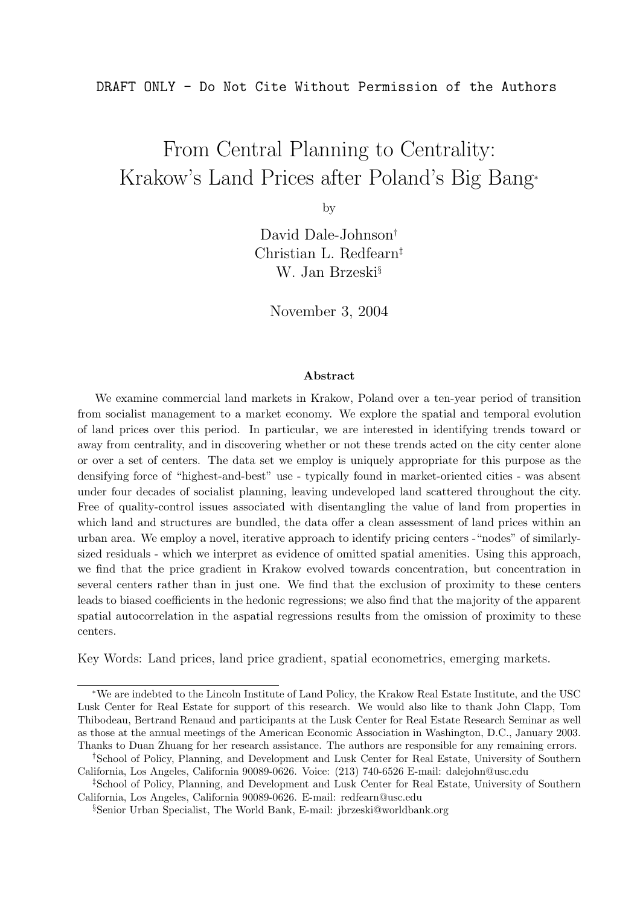DRAFT ONLY - Do Not Cite Without Permission of the Authors

# From Central Planning to Centrality: Krakow's Land Prices after Poland's Big Bang*

by

David Dale-Johnson[†]
Christian L. Redfearn[‡]
W. Jan Brzeski[§]

November 3, 2004

### Abstract

We examine commercial land markets in Krakow, Poland over a ten-year period of transition from socialist management to a market economy. We explore the spatial and temporal evolution of land prices over this period. In particular, we are interested in identifying trends toward or away from centrality, and in discovering whether or not these trends acted on the city center alone or over a set of centers. The data set we employ is uniquely appropriate for this purpose as the densifying force of "highest-and-best" use - typically found in market-oriented cities - was absent under four decades of socialist planning, leaving undeveloped land scattered throughout the city. Free of quality-control issues associated with disentangling the value of land from properties in which land and structures are bundled, the data offer a clean assessment of land prices within an urban area. We employ a novel, iterative approach to identify pricing centers - "nodes" of similarly-sized residuals - which we interpret as evidence of omitted spatial amenities. Using this approach, we find that the price gradient in Krakow evolved towards concentration, but concentration in several centers rather than in just one. We find that the exclusion of proximity to these centers leads to biased coefficients in the hedonic regressions; we also find that the majority of the apparent spatial autocorrelation in the aspatial regressions results from the omission of proximity to these centers.

Key Words: Land prices, land price gradient, spatial econometrics, emerging markets.

---

*We are indebted to the Lincoln Institute of Land Policy, the Krakow Real Estate Institute, and the USC Lusk Center for Real Estate for support of this research. We would also like to thank John Clapp, Tom Thibodeau, Bertrand Renaud and participants at the Lusk Center for Real Estate Research Seminar as well as those at the annual meetings of the American Economic Association in Washington, D.C., January 2003. Thanks to Duan Zhuang for her research assistance. The authors are responsible for any remaining errors.

[†]School of Policy, Planning, and Development and Lusk Center for Real Estate, University of Southern California, Los Angeles, California 90089-0626. Voice: (213) 740-6526 E-mail: dalejohn@usc.edu

[‡]School of Policy, Planning, and Development and Lusk Center for Real Estate, University of Southern California, Los Angeles, California 90089-0626. E-mail: redfearn@usc.edu

[§]Senior Urban Specialist, The World Bank, E-mail: jbrzeski@worldbank.org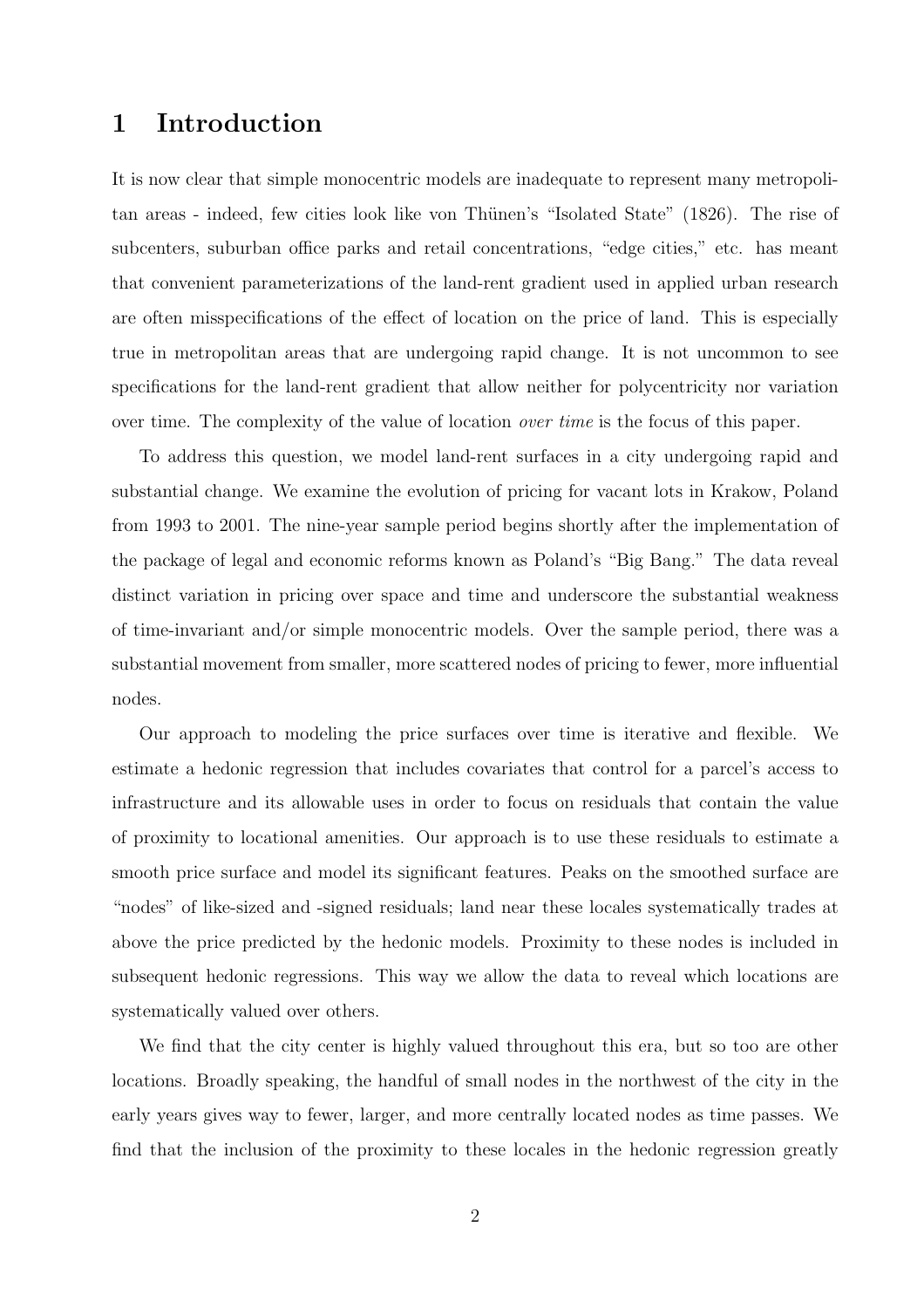# 1 Introduction

It is now clear that simple monocentric models are inadequate to represent many metropolitan areas - indeed, few cities look like von Thünen's "Isolated State" (1826). The rise of subcenters, suburban office parks and retail concentrations, "edge cities," etc. has meant that convenient parameterizations of the land-rent gradient used in applied urban research are often misspecifications of the effect of location on the price of land. This is especially true in metropolitan areas that are undergoing rapid change. It is not uncommon to see specifications for the land-rent gradient that allow neither for polycentricity nor variation over time. The complexity of the value of location *over time* is the focus of this paper.

To address this question, we model land-rent surfaces in a city undergoing rapid and substantial change. We examine the evolution of pricing for vacant lots in Krakow, Poland from 1993 to 2001. The nine-year sample period begins shortly after the implementation of the package of legal and economic reforms known as Poland's "Big Bang." The data reveal distinct variation in pricing over space and time and underscore the substantial weakness of time-invariant and/or simple monocentric models. Over the sample period, there was a substantial movement from smaller, more scattered nodes of pricing to fewer, more influential nodes.

Our approach to modeling the price surfaces over time is iterative and flexible. We estimate a hedonic regression that includes covariates that control for a parcel's access to infrastructure and its allowable uses in order to focus on residuals that contain the value of proximity to locational amenities. Our approach is to use these residuals to estimate a smooth price surface and model its significant features. Peaks on the smoothed surface are "nodes" of like-sized and -signed residuals; land near these locales systematically trades at above the price predicted by the hedonic models. Proximity to these nodes is included in subsequent hedonic regressions. This way we allow the data to reveal which locations are systematically valued over others.

We find that the city center is highly valued throughout this era, but so too are other locations. Broadly speaking, the handful of small nodes in the northwest of the city in the early years gives way to fewer, larger, and more centrally located nodes as time passes. We find that the inclusion of the proximity to these locales in the hedonic regression greatly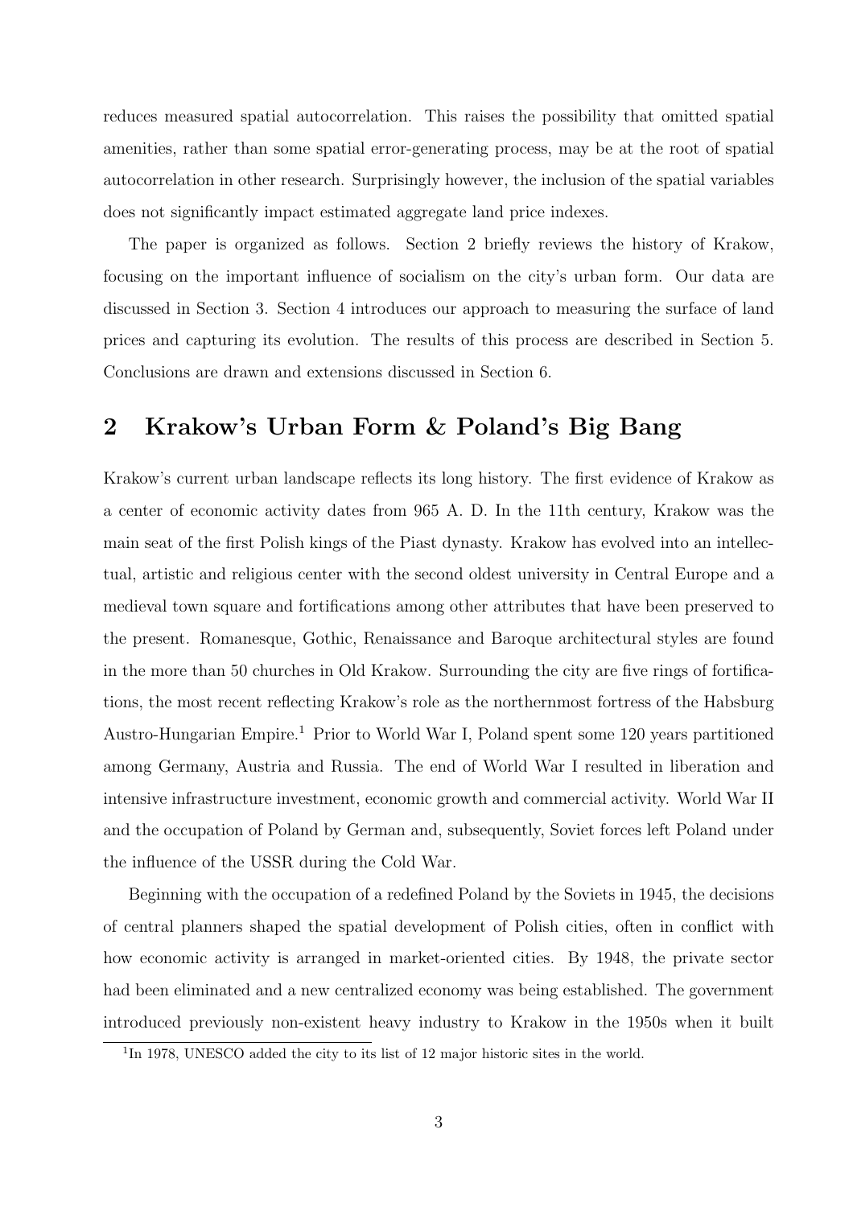reduces measured spatial autocorrelation. This raises the possibility that omitted spatial amenities, rather than some spatial error-generating process, may be at the root of spatial autocorrelation in other research. Surprisingly however, the inclusion of the spatial variables does not significantly impact estimated aggregate land price indexes.

The paper is organized as follows. Section 2 briefly reviews the history of Krakow, focusing on the important influence of socialism on the city's urban form. Our data are discussed in Section 3. Section 4 introduces our approach to measuring the surface of land prices and capturing its evolution. The results of this process are described in Section 5. Conclusions are drawn and extensions discussed in Section 6.

## 2 Krakow's Urban Form & Poland's Big Bang

Krakow's current urban landscape reflects its long history. The first evidence of Krakow as a center of economic activity dates from 965 A. D. In the 11th century, Krakow was the main seat of the first Polish kings of the Piast dynasty. Krakow has evolved into an intellectual, artistic and religious center with the second oldest university in Central Europe and a medieval town square and fortifications among other attributes that have been preserved to the present. Romanesque, Gothic, Renaissance and Baroque architectural styles are found in the more than 50 churches in Old Krakow. Surrounding the city are five rings of fortifications, the most recent reflecting Krakow's role as the northernmost fortress of the Habsburg Austro-Hungarian Empire.[1] Prior to World War I, Poland spent some 120 years partitioned among Germany, Austria and Russia. The end of World War I resulted in liberation and intensive infrastructure investment, economic growth and commercial activity. World War II and the occupation of Poland by German and, subsequently, Soviet forces left Poland under the influence of the USSR during the Cold War.

Beginning with the occupation of a redefined Poland by the Soviets in 1945, the decisions of central planners shaped the spatial development of Polish cities, often in conflict with how economic activity is arranged in market-oriented cities. By 1948, the private sector had been eliminated and a new centralized economy was being established. The government introduced previously non-existent heavy industry to Krakow in the 1950s when it built

[1] In 1978, UNESCO added the city to its list of 12 major historic sites in the world.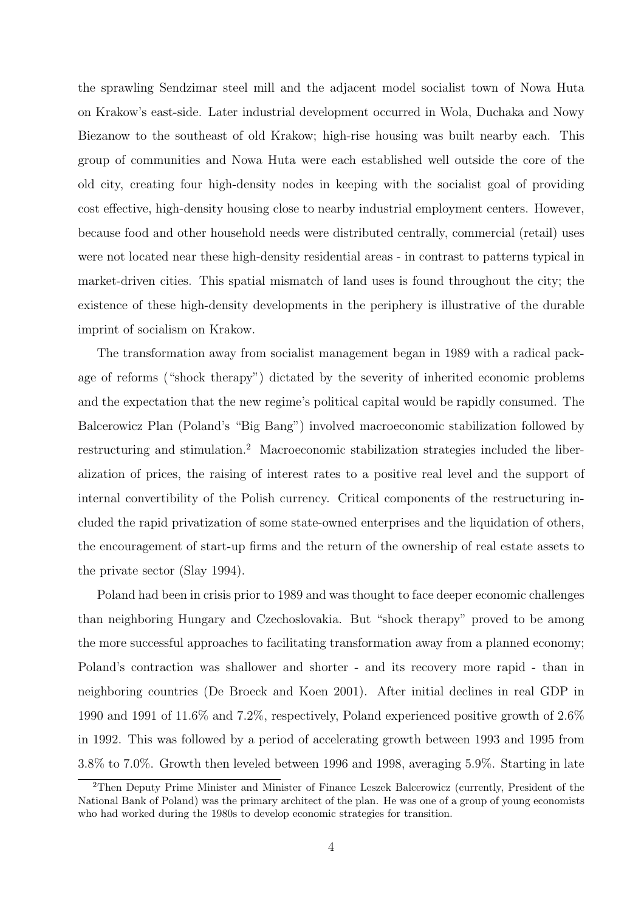the sprawling Sendzimar steel mill and the adjacent model socialist town of Nowa Huta on Krakow's east-side. Later industrial development occurred in Wola, Duchaka and Nowy Biezanow to the southeast of old Krakow; high-rise housing was built nearby each. This group of communities and Nowa Huta were each established well outside the core of the old city, creating four high-density nodes in keeping with the socialist goal of providing cost effective, high-density housing close to nearby industrial employment centers. However, because food and other household needs were distributed centrally, commercial (retail) uses were not located near these high-density residential areas - in contrast to patterns typical in market-driven cities. This spatial mismatch of land uses is found throughout the city; the existence of these high-density developments in the periphery is illustrative of the durable imprint of socialism on Krakow.

The transformation away from socialist management began in 1989 with a radical package of reforms ("shock therapy") dictated by the severity of inherited economic problems and the expectation that the new regime's political capital would be rapidly consumed. The Balcerowicz Plan (Poland's "Big Bang") involved macroeconomic stabilization followed by restructuring and stimulation.[2] Macroeconomic stabilization strategies included the liberalization of prices, the raising of interest rates to a positive real level and the support of internal convertibility of the Polish currency. Critical components of the restructuring included the rapid privatization of some state-owned enterprises and the liquidation of others, the encouragement of start-up firms and the return of the ownership of real estate assets to the private sector (Slay 1994).

Poland had been in crisis prior to 1989 and was thought to face deeper economic challenges than neighboring Hungary and Czechoslovakia. But "shock therapy" proved to be among the more successful approaches to facilitating transformation away from a planned economy; Poland's contraction was shallower and shorter - and its recovery more rapid - than in neighboring countries (De Broeck and Koen 2001). After initial declines in real GDP in 1990 and 1991 of 11.6% and 7.2%, respectively, Poland experienced positive growth of 2.6% in 1992. This was followed by a period of accelerating growth between 1993 and 1995 from 3.8% to 7.0%. Growth then leveled between 1996 and 1998, averaging 5.9%. Starting in late

[2] Then Deputy Prime Minister and Minister of Finance Leszek Balcerowicz (currently, President of the National Bank of Poland) was the primary architect of the plan. He was one of a group of young economists who had worked during the 1980s to develop economic strategies for transition.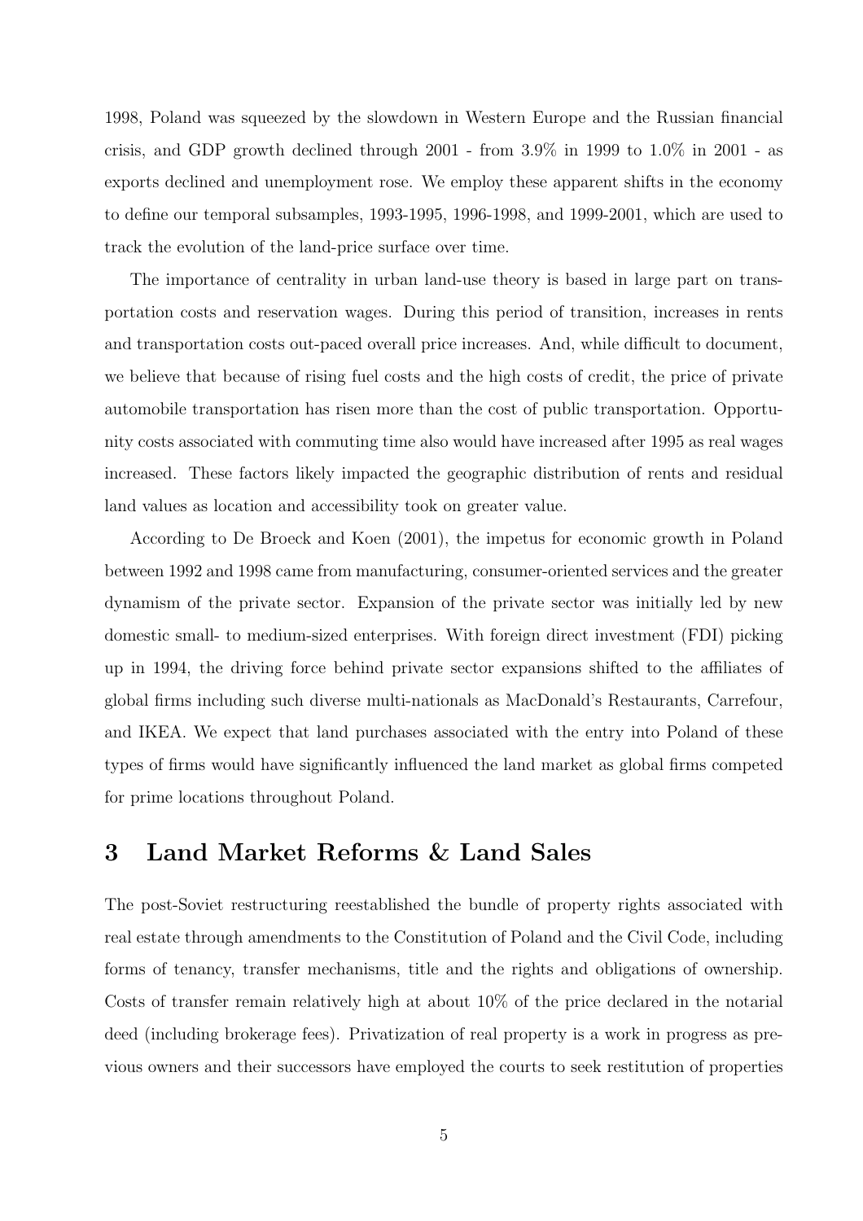1998, Poland was squeezed by the slowdown in Western Europe and the Russian financial crisis, and GDP growth declined through 2001 - from 3.9% in 1999 to 1.0% in 2001 - as exports declined and unemployment rose. We employ these apparent shifts in the economy to define our temporal subsamples, 1993-1995, 1996-1998, and 1999-2001, which are used to track the evolution of the land-price surface over time.

The importance of centrality in urban land-use theory is based in large part on transportation costs and reservation wages. During this period of transition, increases in rents and transportation costs out-paced overall price increases. And, while difficult to document, we believe that because of rising fuel costs and the high costs of credit, the price of private automobile transportation has risen more than the cost of public transportation. Opportunity costs associated with commuting time also would have increased after 1995 as real wages increased. These factors likely impacted the geographic distribution of rents and residual land values as location and accessibility took on greater value.

According to De Broeck and Koen (2001), the impetus for economic growth in Poland between 1992 and 1998 came from manufacturing, consumer-oriented services and the greater dynamism of the private sector. Expansion of the private sector was initially led by new domestic small- to medium-sized enterprises. With foreign direct investment (FDI) picking up in 1994, the driving force behind private sector expansions shifted to the affiliates of global firms including such diverse multi-nationals as MacDonald's Restaurants, Carrefour, and IKEA. We expect that land purchases associated with the entry into Poland of these types of firms would have significantly influenced the land market as global firms competed for prime locations throughout Poland.

## 3 Land Market Reforms & Land Sales

The post-Soviet restructuring reestablished the bundle of property rights associated with real estate through amendments to the Constitution of Poland and the Civil Code, including forms of tenancy, transfer mechanisms, title and the rights and obligations of ownership. Costs of transfer remain relatively high at about 10% of the price declared in the notarial deed (including brokerage fees). Privatization of real property is a work in progress as previous owners and their successors have employed the courts to seek restitution of properties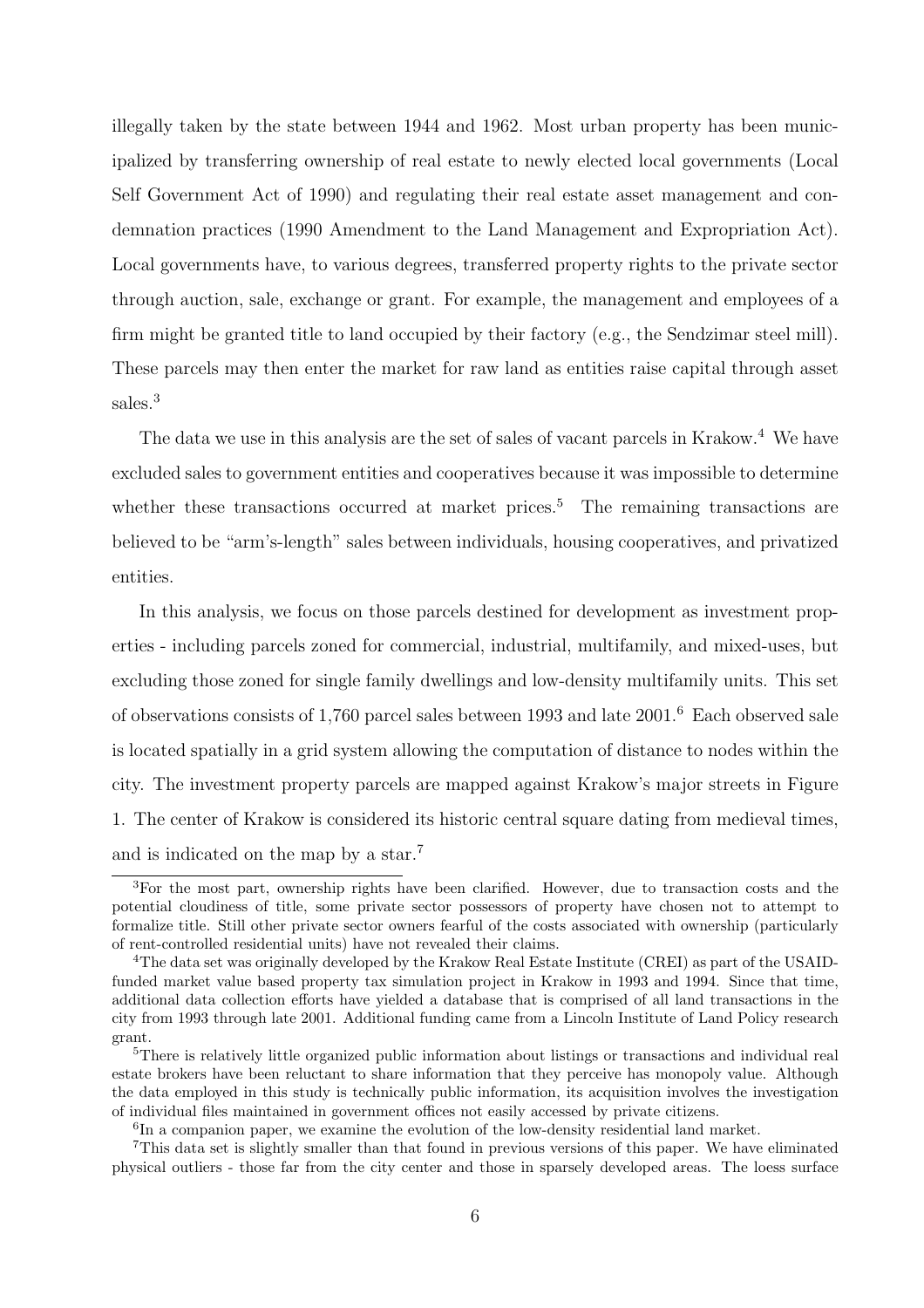illegally taken by the state between 1944 and 1962. Most urban property has been municipalized by transferring ownership of real estate to newly elected local governments (Local Self Government Act of 1990) and regulating their real estate asset management and condemnation practices (1990 Amendment to the Land Management and Expropriation Act). Local governments have, to various degrees, transferred property rights to the private sector through auction, sale, exchange or grant. For example, the management and employees of a firm might be granted title to land occupied by their factory (e.g., the Sendzimar steel mill). These parcels may then enter the market for raw land as entities raise capital through asset sales.[3]

The data we use in this analysis are the set of sales of vacant parcels in Krakow.[4] We have excluded sales to government entities and cooperatives because it was impossible to determine whether these transactions occurred at market prices.[5] The remaining transactions are believed to be "arm's-length" sales between individuals, housing cooperatives, and privatized entities.

In this analysis, we focus on those parcels destined for development as investment properties - including parcels zoned for commercial, industrial, multifamily, and mixed-uses, but excluding those zoned for single family dwellings and low-density multifamily units. This set of observations consists of 1,760 parcel sales between 1993 and late 2001.[6] Each observed sale is located spatially in a grid system allowing the computation of distance to nodes within the city. The investment property parcels are mapped against Krakow's major streets in Figure 1. The center of Krakow is considered its historic central square dating from medieval times, and is indicated on the map by a star.[7]

---

[3]For the most part, ownership rights have been clarified. However, due to transaction costs and the potential cloudiness of title, some private sector possessors of property have chosen not to attempt to formalize title. Still other private sector owners fearful of the costs associated with ownership (particularly of rent-controlled residential units) have not revealed their claims.

[4]The data set was originally developed by the Krakow Real Estate Institute (CREI) as part of the USAID-funded market value based property tax simulation project in Krakow in 1993 and 1994. Since that time, additional data collection efforts have yielded a database that is comprised of all land transactions in the city from 1993 through late 2001. Additional funding came from a Lincoln Institute of Land Policy research grant.

[5]There is relatively little organized public information about listings or transactions and individual real estate brokers have been reluctant to share information that they perceive has monopoly value. Although the data employed in this study is technically public information, its acquisition involves the investigation of individual files maintained in government offices not easily accessed by private citizens.

[6]In a companion paper, we examine the evolution of the low-density residential land market.

[7]This data set is slightly smaller than that found in previous versions of this paper. We have eliminated physical outliers - those far from the city center and those in sparsely developed areas. The loess surface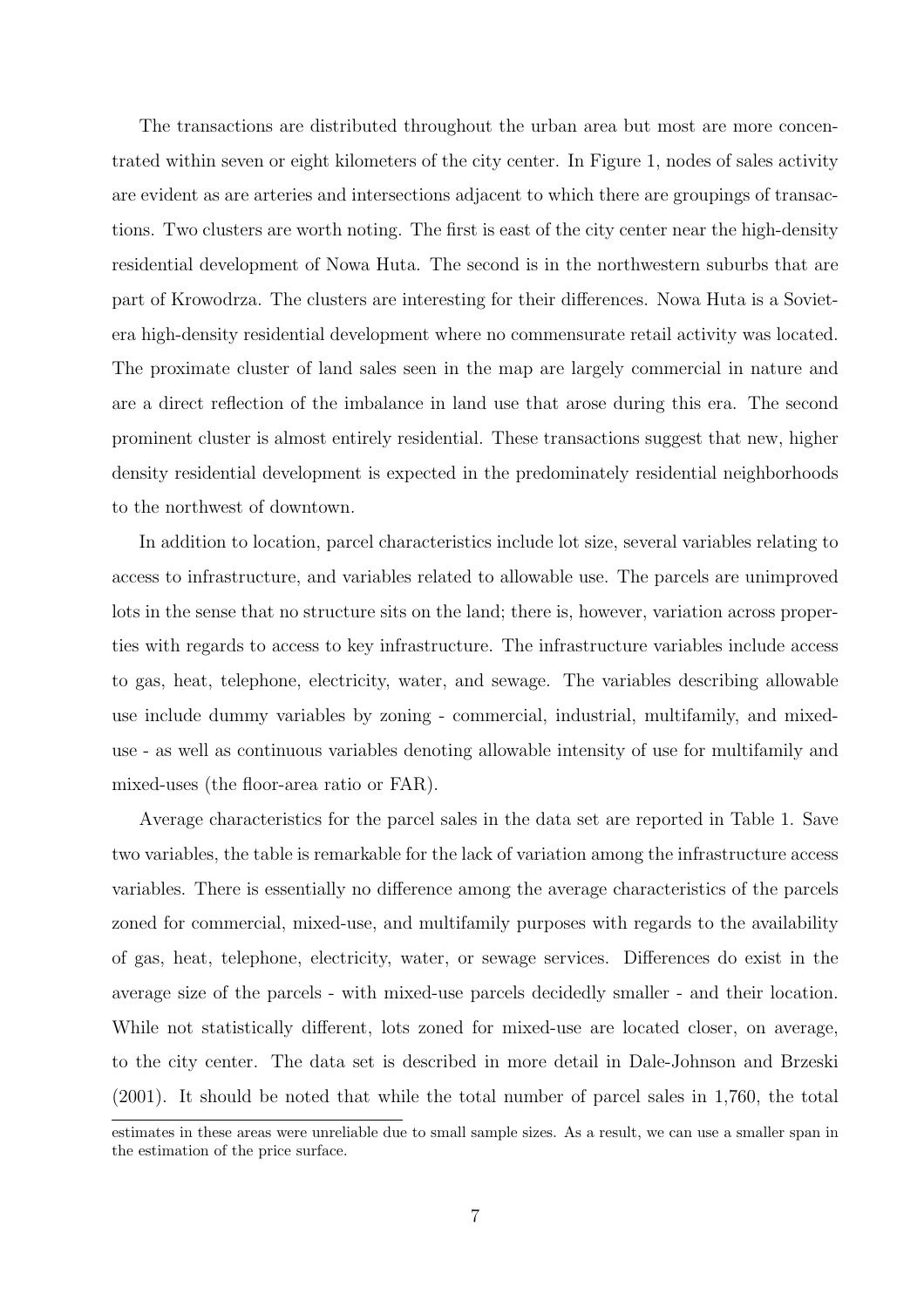The transactions are distributed throughout the urban area but most are more concentrated within seven or eight kilometers of the city center. In Figure 1, nodes of sales activity are evident as are arteries and intersections adjacent to which there are groupings of transactions. Two clusters are worth noting. The first is east of the city center near the high-density residential development of Nowa Huta. The second is in the northwestern suburbs that are part of Krowodrza. The clusters are interesting for their differences. Nowa Huta is a Soviet-era high-density residential development where no commensurate retail activity was located. The proximate cluster of land sales seen in the map are largely commercial in nature and are a direct reflection of the imbalance in land use that arose during this era. The second prominent cluster is almost entirely residential. These transactions suggest that new, higher density residential development is expected in the predominately residential neighborhoods to the northwest of downtown.

In addition to location, parcel characteristics include lot size, several variables relating to access to infrastructure, and variables related to allowable use. The parcels are unimproved lots in the sense that no structure sits on the land; there is, however, variation across properties with regards to access to key infrastructure. The infrastructure variables include access to gas, heat, telephone, electricity, water, and sewage. The variables describing allowable use include dummy variables by zoning - commercial, industrial, multifamily, and mixed-use - as well as continuous variables denoting allowable intensity of use for multifamily and mixed-uses (the floor-area ratio or FAR).

Average characteristics for the parcel sales in the data set are reported in Table 1. Save two variables, the table is remarkable for the lack of variation among the infrastructure access variables. There is essentially no difference among the average characteristics of the parcels zoned for commercial, mixed-use, and multifamily purposes with regards to the availability of gas, heat, telephone, electricity, water, or sewage services. Differences do exist in the average size of the parcels - with mixed-use parcels decidedly smaller - and their location. While not statistically different, lots zoned for mixed-use are located closer, on average, to the city center. The data set is described in more detail in Dale-Johnson and Brzeski (2001). It should be noted that while the total number of parcel sales in 1,760, the total

estimates in these areas were unreliable due to small sample sizes. As a result, we can use a smaller span in the estimation of the price surface.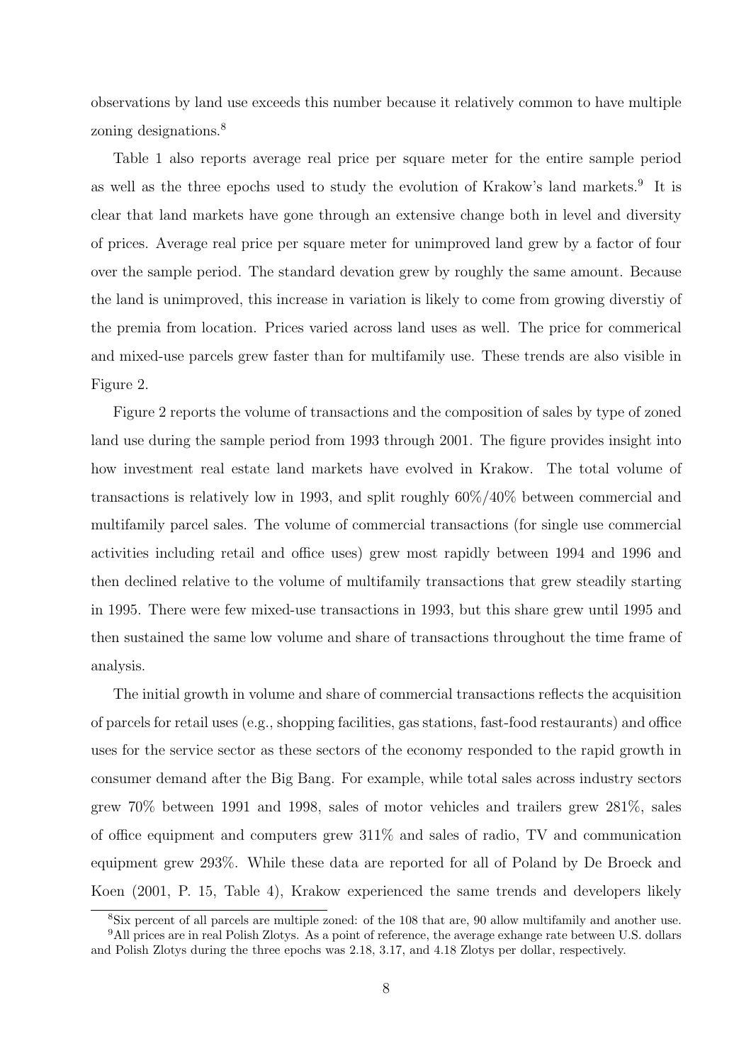observations by land use exceeds this number because it relatively common to have multiple zoning designations.[8]

Table 1 also reports average real price per square meter for the entire sample period as well as the three epochs used to study the evolution of Krakow's land markets.[9] It is clear that land markets have gone through an extensive change both in level and diversity of prices. Average real price per square meter for unimproved land grew by a factor of four over the sample period. The standard devation grew by roughly the same amount. Because the land is unimproved, this increase in variation is likely to come from growing diverstiy of the premia from location. Prices varied across land uses as well. The price for commerical and mixed-use parcels grew faster than for multifamily use. These trends are also visible in Figure 2.

Figure 2 reports the volume of transactions and the composition of sales by type of zoned land use during the sample period from 1993 through 2001. The figure provides insight into how investment real estate land markets have evolved in Krakow. The total volume of transactions is relatively low in 1993, and split roughly 60%/40% between commercial and multifamily parcel sales. The volume of commercial transactions (for single use commercial activities including retail and office uses) grew most rapidly between 1994 and 1996 and then declined relative to the volume of multifamily transactions that grew steadily starting in 1995. There were few mixed-use transactions in 1993, but this share grew until 1995 and then sustained the same low volume and share of transactions throughout the time frame of analysis.

The initial growth in volume and share of commercial transactions reflects the acquisition of parcels for retail uses (e.g., shopping facilities, gas stations, fast-food restaurants) and office uses for the service sector as these sectors of the economy responded to the rapid growth in consumer demand after the Big Bang. For example, while total sales across industry sectors grew 70% between 1991 and 1998, sales of motor vehicles and trailers grew 281%, sales of office equipment and computers grew 311% and sales of radio, TV and communication equipment grew 293%. While these data are reported for all of Poland by De Broeck and Koen (2001, P. 15, Table 4), Krakow experienced the same trends and developers likely

[8] Six percent of all parcels are multiple zoned: of the 108 that are, 90 allow multifamily and another use.

[9] All prices are in real Polish Zlotys. As a point of reference, the average exhange rate between U.S. dollars and Polish Zlotys during the three epochs was 2.18, 3.17, and 4.18 Zlotys per dollar, respectively.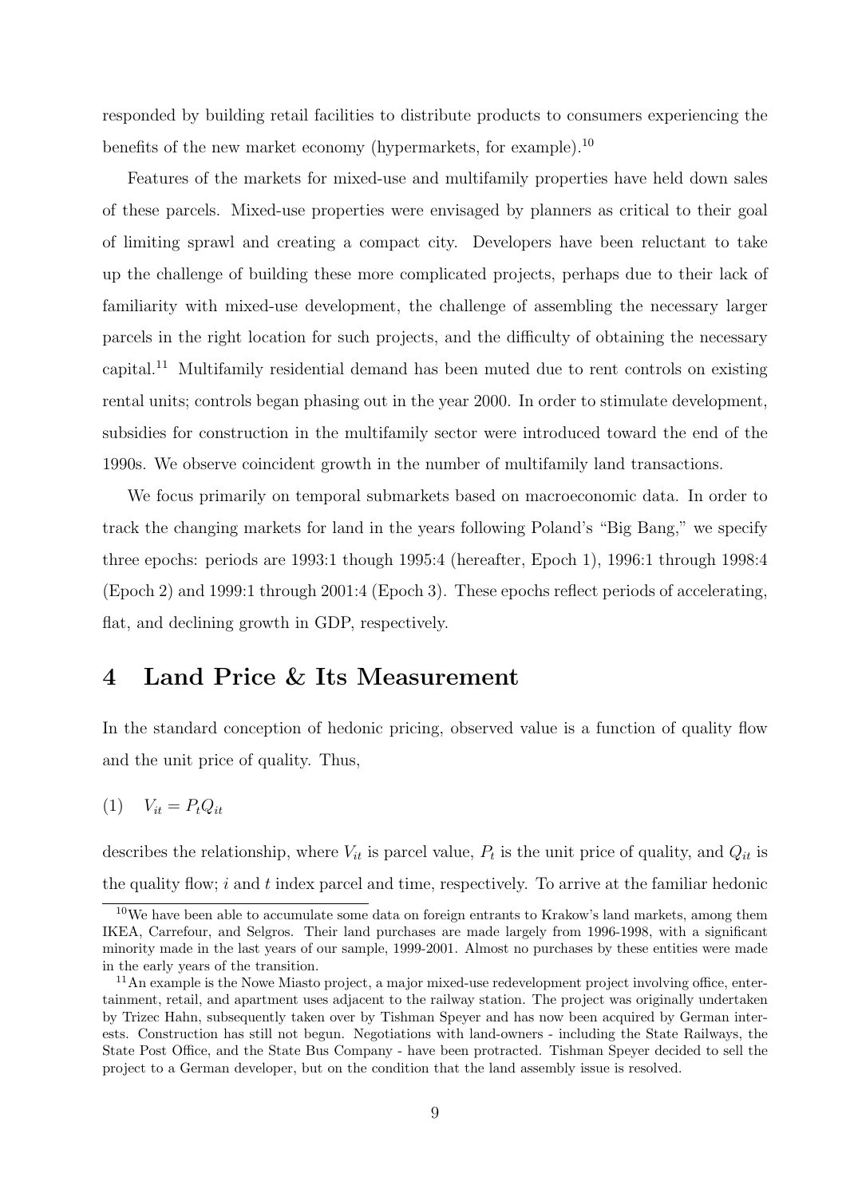responded by building retail facilities to distribute products to consumers experiencing the benefits of the new market economy (hypermarkets, for example).[10]

Features of the markets for mixed-use and multifamily properties have held down sales of these parcels. Mixed-use properties were envisaged by planners as critical to their goal of limiting sprawl and creating a compact city. Developers have been reluctant to take up the challenge of building these more complicated projects, perhaps due to their lack of familiarity with mixed-use development, the challenge of assembling the necessary larger parcels in the right location for such projects, and the difficulty of obtaining the necessary capital.[11] Multifamily residential demand has been muted due to rent controls on existing rental units; controls began phasing out in the year 2000. In order to stimulate development, subsidies for construction in the multifamily sector were introduced toward the end of the 1990s. We observe coincident growth in the number of multifamily land transactions.

We focus primarily on temporal submarkets based on macroeconomic data. In order to track the changing markets for land in the years following Poland's "Big Bang," we specify three epochs: periods are 1993:1 though 1995:4 (hereafter, Epoch 1), 1996:1 through 1998:4 (Epoch 2) and 1999:1 through 2001:4 (Epoch 3). These epochs reflect periods of accelerating, flat, and declining growth in GDP, respectively.

# 4 Land Price & Its Measurement

In the standard conception of hedonic pricing, observed value is a function of quality flow and the unit price of quality. Thus,

$$(1) \quad V_{it} = P_t Q_{it}$$

describes the relationship, where $V_{it}$ is parcel value, $P_t$ is the unit price of quality, and $Q_{it}$ is the quality flow; $i$ and $t$ index parcel and time, respectively. To arrive at the familiar hedonic

[10] We have been able to accumulate some data on foreign entrants to Krakow's land markets, among them IKEA, Carrefour, and Selgros. Their land purchases are made largely from 1996-1998, with a significant minority made in the last years of our sample, 1999-2001. Almost no purchases by these entities were made in the early years of the transition.

[11] An example is the Nowe Miasto project, a major mixed-use redevelopment project involving office, entertainment, retail, and apartment uses adjacent to the railway station. The project was originally undertaken by Trizec Hahn, subsequently taken over by Tishman Speyer and has now been acquired by German interests. Construction has still not begun. Negotiations with land-owners - including the State Railways, the State Post Office, and the State Bus Company - have been protracted. Tishman Speyer decided to sell the project to a German developer, but on the condition that the land assembly issue is resolved.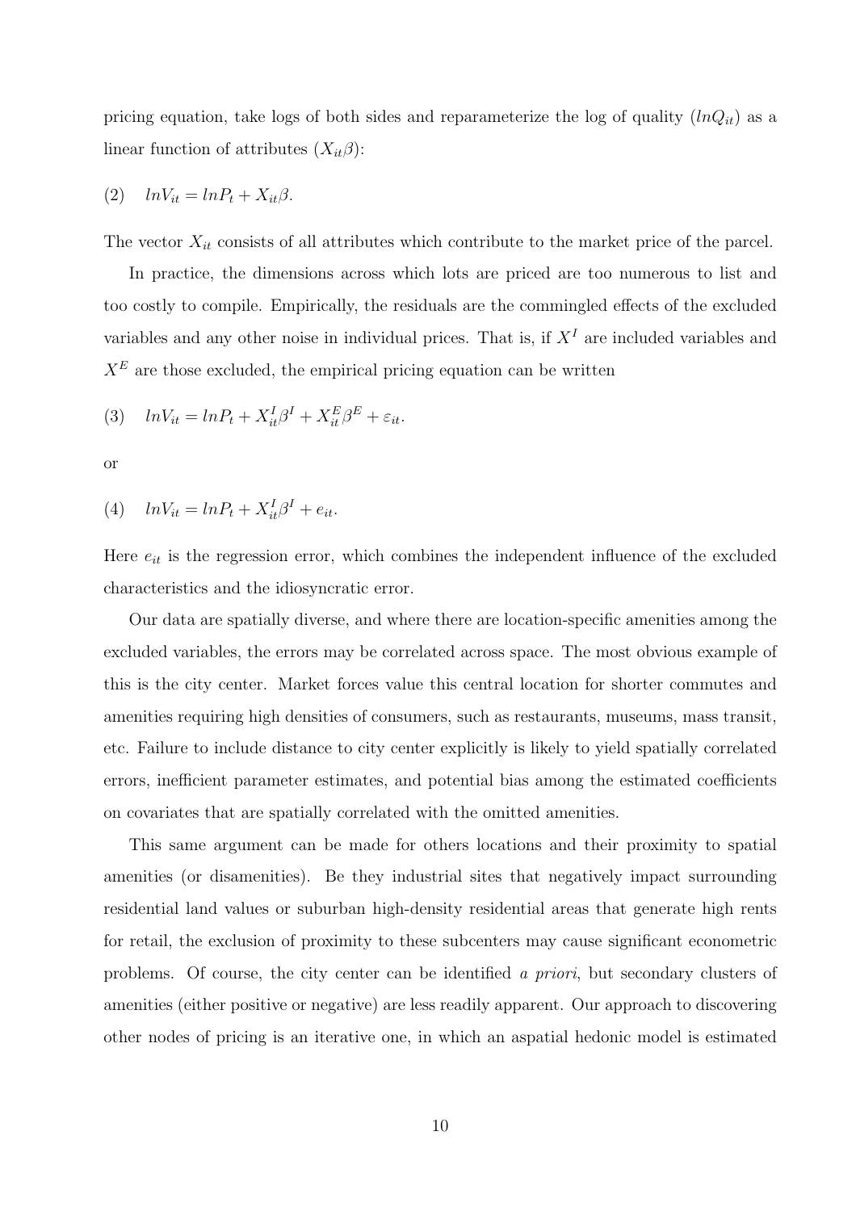pricing equation, take logs of both sides and reparameterize the log of quality ($lnQ_{it}$) as a linear function of attributes ($X_{it}\beta$):

$$(2) \quad lnV_{it} = lnP_t + X_{it}\beta.$$

The vector $X_{it}$ consists of all attributes which contribute to the market price of the parcel.

In practice, the dimensions across which lots are priced are too numerous to list and too costly to compile. Empirically, the residuals are the commingled effects of the excluded variables and any other noise in individual prices. That is, if $X^I$ are included variables and $X^E$ are those excluded, the empirical pricing equation can be written

$$(3) \quad lnV_{it} = lnP_t + X_{it}^I\beta^I + X_{it}^E\beta^E + \varepsilon_{it}.$$

or

$$(4) \quad lnV_{it} = lnP_t + X_{it}^I\beta^I + e_{it}.$$

Here $e_{it}$ is the regression error, which combines the independent influence of the excluded characteristics and the idiosyncratic error.

Our data are spatially diverse, and where there are location-specific amenities among the excluded variables, the errors may be correlated across space. The most obvious example of this is the city center. Market forces value this central location for shorter commutes and amenities requiring high densities of consumers, such as restaurants, museums, mass transit, etc. Failure to include distance to city center explicitly is likely to yield spatially correlated errors, inefficient parameter estimates, and potential bias among the estimated coefficients on covariates that are spatially correlated with the omitted amenities.

This same argument can be made for others locations and their proximity to spatial amenities (or disamenities). Be they industrial sites that negatively impact surrounding residential land values or suburban high-density residential areas that generate high rents for retail, the exclusion of proximity to these subcenters may cause significant econometric problems. Of course, the city center can be identified *a priori*, but secondary clusters of amenities (either positive or negative) are less readily apparent. Our approach to discovering other nodes of pricing is an iterative one, in which an aspatial hedonic model is estimated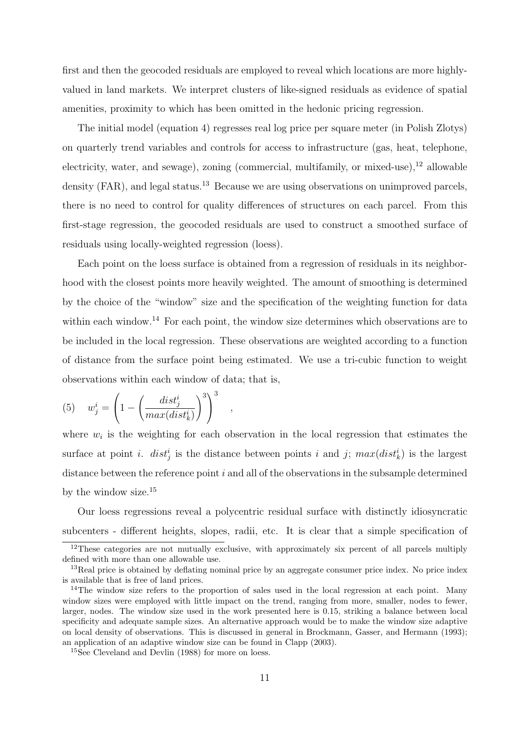first and then the geocoded residuals are employed to reveal which locations are more highly-valued in land markets. We interpret clusters of like-signed residuals as evidence of spatial amenities, proximity to which has been omitted in the hedonic pricing regression.

The initial model (equation 4) regresses real log price per square meter (in Polish Zlotys) on quarterly trend variables and controls for access to infrastructure (gas, heat, telephone, electricity, water, and sewage), zoning (commercial, multifamily, or mixed-use),[12] allowable density (FAR), and legal status.[13] Because we are using observations on unimproved parcels, there is no need to control for quality differences of structures on each parcel. From this first-stage regression, the geocoded residuals are used to construct a smoothed surface of residuals using locally-weighted regression (loess).

Each point on the loess surface is obtained from a regression of residuals in its neighborhood with the closest points more heavily weighted. The amount of smoothing is determined by the choice of the "window" size and the specification of the weighting function for data within each window.[14] For each point, the window size determines which observations are to be included in the local regression. These observations are weighted according to a function of distance from the surface point being estimated. We use a tri-cubic function to weight observations within each window of data; that is,

$$(5) \quad w_j^i = \left(1 - \left(\frac{dist_j^i}{max(dist_k^i)}\right)^3\right)^3 \quad ,$$

where $w_i$ is the weighting for each observation in the local regression that estimates the surface at point $i$. $dist_j^i$ is the distance between points $i$ and $j$; $max(dist_k^i)$ is the largest distance between the reference point $i$ and all of the observations in the subsample determined by the window size.[15]

Our loess regressions reveal a polycentric residual surface with distinctly idiosyncratic subcenters - different heights, slopes, radii, etc. It is clear that a simple specification of

[12] These categories are not mutually exclusive, with approximately six percent of all parcels multiply defined with more than one allowable use.

[13] Real price is obtained by deflating nominal price by an aggregate consumer price index. No price index is available that is free of land prices.

[14] The window size refers to the proportion of sales used in the local regression at each point. Many window sizes were employed with little impact on the trend, ranging from more, smaller, nodes to fewer, larger, nodes. The window size used in the work presented here is 0.15, striking a balance between local specificity and adequate sample sizes. An alternative approach would be to make the window size adaptive on local density of observations. This is discussed in general in Brockmann, Gasser, and Hermann (1993); an application of an adaptive window size can be found in Clapp (2003).

[15] See Cleveland and Devlin (1988) for more on loess.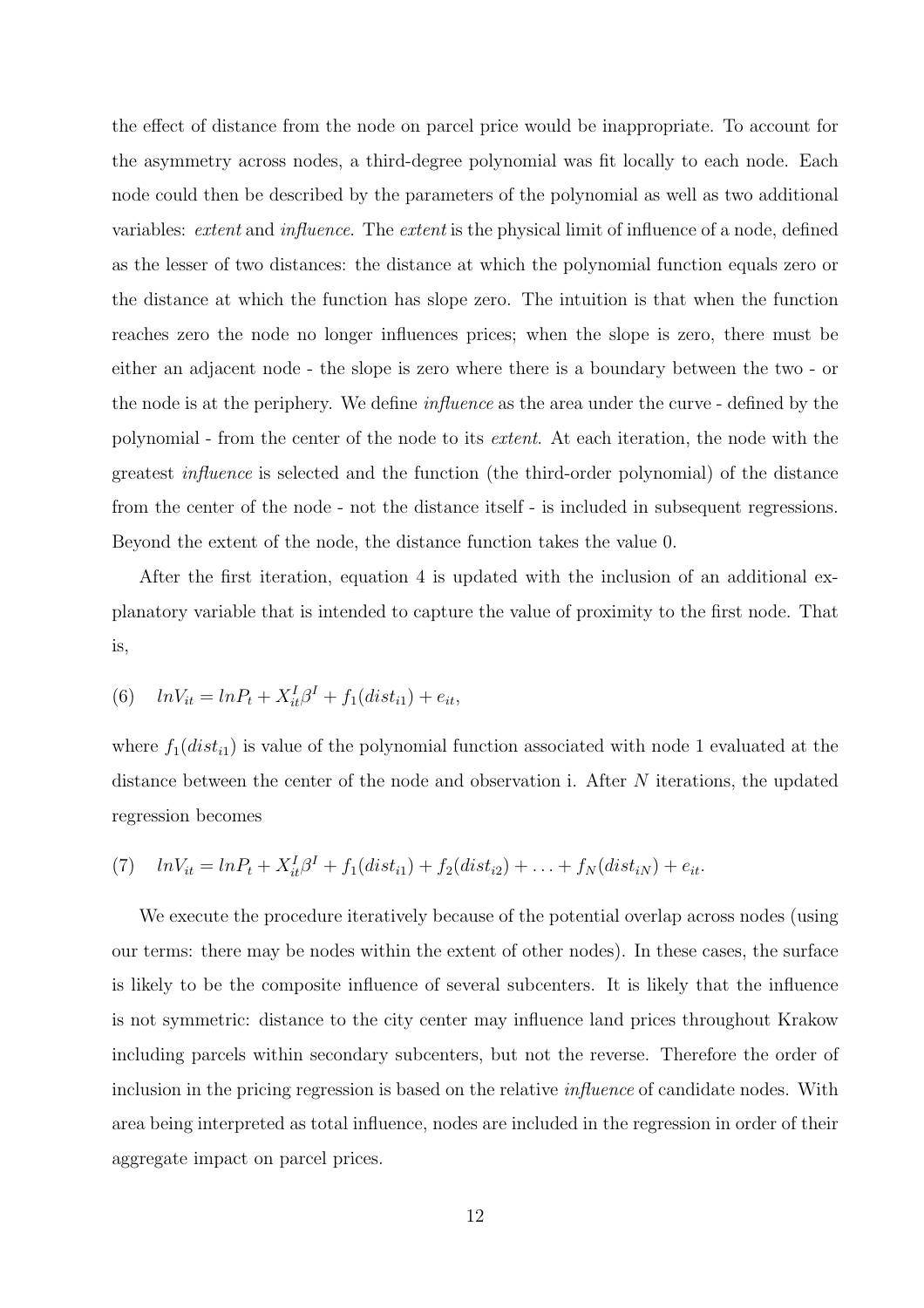the effect of distance from the node on parcel price would be inappropriate. To account for the asymmetry across nodes, a third-degree polynomial was fit locally to each node. Each node could then be described by the parameters of the polynomial as well as two additional variables: *extent* and *influence*. The *extent* is the physical limit of influence of a node, defined as the lesser of two distances: the distance at which the polynomial function equals zero or the distance at which the function has slope zero. The intuition is that when the function reaches zero the node no longer influences prices; when the slope is zero, there must be either an adjacent node - the slope is zero where there is a boundary between the two - or the node is at the periphery. We define *influence* as the area under the curve - defined by the polynomial - from the center of the node to its *extent*. At each iteration, the node with the greatest *influence* is selected and the function (the third-order polynomial) of the distance from the center of the node - not the distance itself - is included in subsequent regressions. Beyond the extent of the node, the distance function takes the value 0.

After the first iteration, equation 4 is updated with the inclusion of an additional explanatory variable that is intended to capture the value of proximity to the first node. That is,

$$(6) \quad lnV_{it} = lnP_t + X_{it}^I \beta^I + f_1(dist_{i1}) + e_{it},$$

where $f_1(dist_{i1})$ is value of the polynomial function associated with node 1 evaluated at the distance between the center of the node and observation i. After $N$ iterations, the updated regression becomes

$$(7) \quad lnV_{it} = lnP_t + X_{it}^I \beta^I + f_1(dist_{i1}) + f_2(dist_{i2}) + \ldots + f_N(dist_{iN}) + e_{it}.$$

We execute the procedure iteratively because of the potential overlap across nodes (using our terms: there may be nodes within the extent of other nodes). In these cases, the surface is likely to be the composite influence of several subcenters. It is likely that the influence is not symmetric: distance to the city center may influence land prices throughout Krakow including parcels within secondary subcenters, but not the reverse. Therefore the order of inclusion in the pricing regression is based on the relative *influence* of candidate nodes. With area being interpreted as total influence, nodes are included in the regression in order of their aggregate impact on parcel prices.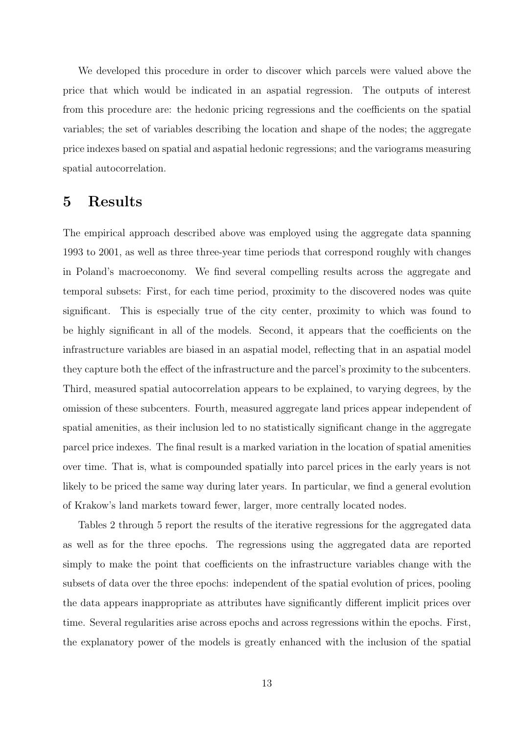We developed this procedure in order to discover which parcels were valued above the price that which would be indicated in an aspatial regression. The outputs of interest from this procedure are: the hedonic pricing regressions and the coefficients on the spatial variables; the set of variables describing the location and shape of the nodes; the aggregate price indexes based on spatial and aspatial hedonic regressions; and the variograms measuring spatial autocorrelation.

# 5 Results

The empirical approach described above was employed using the aggregate data spanning 1993 to 2001, as well as three three-year time periods that correspond roughly with changes in Poland's macroeconomy. We find several compelling results across the aggregate and temporal subsets: First, for each time period, proximity to the discovered nodes was quite significant. This is especially true of the city center, proximity to which was found to be highly significant in all of the models. Second, it appears that the coefficients on the infrastructure variables are biased in an aspatial model, reflecting that in an aspatial model they capture both the effect of the infrastructure and the parcel's proximity to the subcenters. Third, measured spatial autocorrelation appears to be explained, to varying degrees, by the omission of these subcenters. Fourth, measured aggregate land prices appear independent of spatial amenities, as their inclusion led to no statistically significant change in the aggregate parcel price indexes. The final result is a marked variation in the location of spatial amenities over time. That is, what is compounded spatially into parcel prices in the early years is not likely to be priced the same way during later years. In particular, we find a general evolution of Krakow's land markets toward fewer, larger, more centrally located nodes.

Tables 2 through 5 report the results of the iterative regressions for the aggregated data as well as for the three epochs. The regressions using the aggregated data are reported simply to make the point that coefficients on the infrastructure variables change with the subsets of data over the three epochs: independent of the spatial evolution of prices, pooling the data appears inappropriate as attributes have significantly different implicit prices over time. Several regularities arise across epochs and across regressions within the epochs. First, the explanatory power of the models is greatly enhanced with the inclusion of the spatial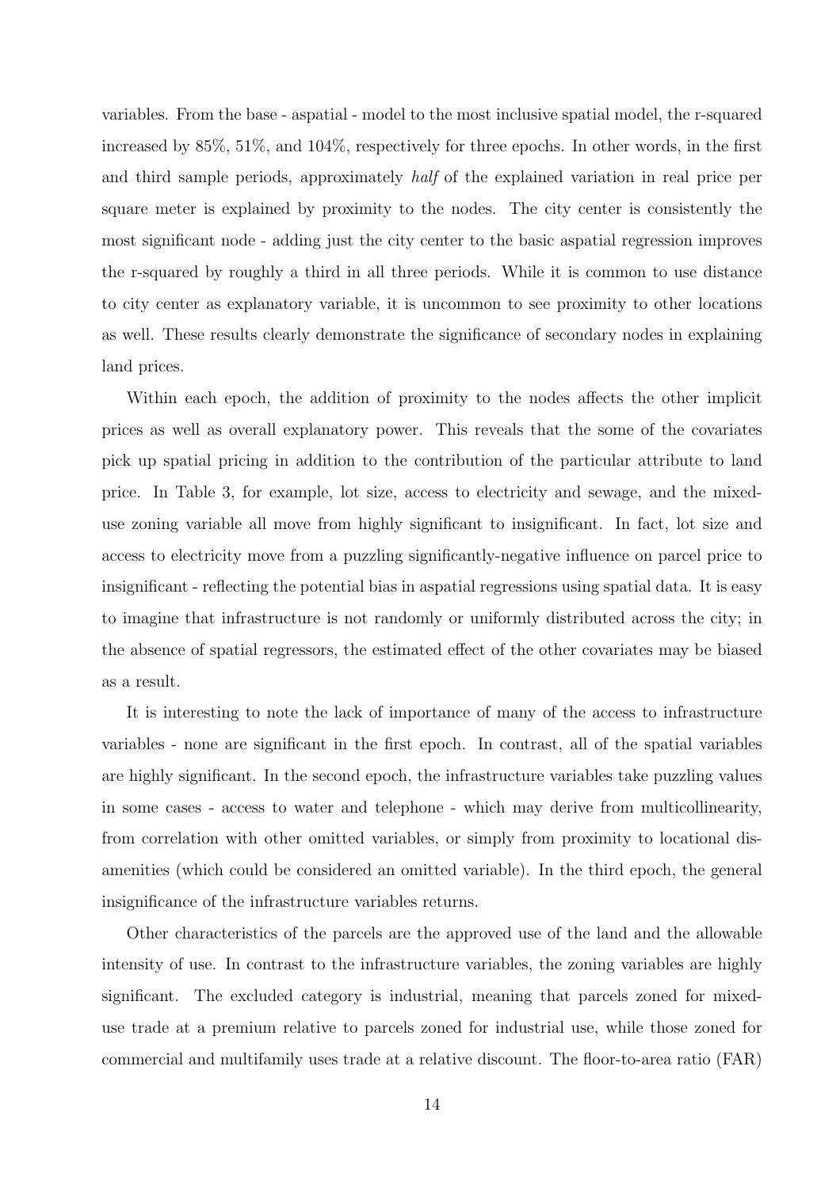variables. From the base - aspatial - model to the most inclusive spatial model, the r-squared increased by 85%, 51%, and 104%, respectively for three epochs. In other words, in the first and third sample periods, approximately *half* of the explained variation in real price per square meter is explained by proximity to the nodes. The city center is consistently the most significant node - adding just the city center to the basic aspatial regression improves the r-squared by roughly a third in all three periods. While it is common to use distance to city center as explanatory variable, it is uncommon to see proximity to other locations as well. These results clearly demonstrate the significance of secondary nodes in explaining land prices.

Within each epoch, the addition of proximity to the nodes affects the other implicit prices as well as overall explanatory power. This reveals that the some of the covariates pick up spatial pricing in addition to the contribution of the particular attribute to land price. In Table 3, for example, lot size, access to electricity and sewage, and the mixed-use zoning variable all move from highly significant to insignificant. In fact, lot size and access to electricity move from a puzzling significantly-negative influence on parcel price to insignificant - reflecting the potential bias in aspatial regressions using spatial data. It is easy to imagine that infrastructure is not randomly or uniformly distributed across the city; in the absence of spatial regressors, the estimated effect of the other covariates may be biased as a result.

It is interesting to note the lack of importance of many of the access to infrastructure variables - none are significant in the first epoch. In contrast, all of the spatial variables are highly significant. In the second epoch, the infrastructure variables take puzzling values in some cases - access to water and telephone - which may derive from multicollinearity, from correlation with other omitted variables, or simply from proximity to locational disamenities (which could be considered an omitted variable). In the third epoch, the general insignificance of the infrastructure variables returns.

Other characteristics of the parcels are the approved use of the land and the allowable intensity of use. In contrast to the infrastructure variables, the zoning variables are highly significant. The excluded category is industrial, meaning that parcels zoned for mixed-use trade at a premium relative to parcels zoned for industrial use, while those zoned for commercial and multifamily uses trade at a relative discount. The floor-to-area ratio (FAR)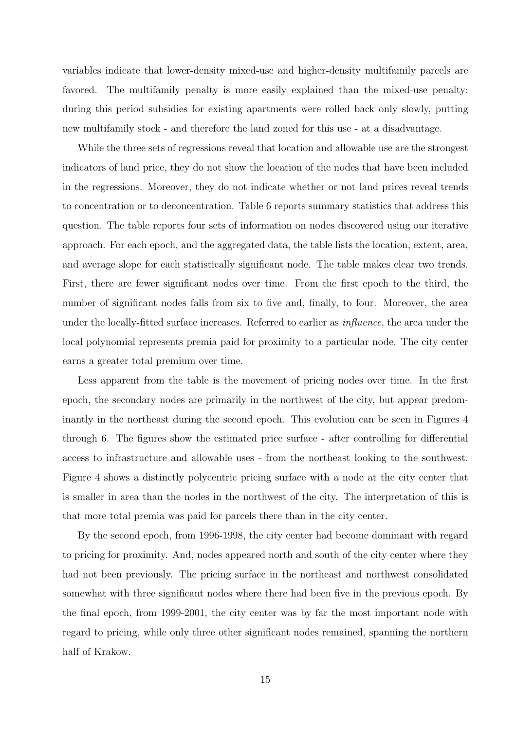variables indicate that lower-density mixed-use and higher-density multifamily parcels are favored. The multifamily penalty is more easily explained than the mixed-use penalty: during this period subsidies for existing apartments were rolled back only slowly, putting new multifamily stock - and therefore the land zoned for this use - at a disadvantage.

While the three sets of regressions reveal that location and allowable use are the strongest indicators of land price, they do not show the location of the nodes that have been included in the regressions. Moreover, they do not indicate whether or not land prices reveal trends to concentration or to deconcentration. Table 6 reports summary statistics that address this question. The table reports four sets of information on nodes discovered using our iterative approach. For each epoch, and the aggregated data, the table lists the location, extent, area, and average slope for each statistically significant node. The table makes clear two trends. First, there are fewer significant nodes over time. From the first epoch to the third, the number of significant nodes falls from six to five and, finally, to four. Moreover, the area under the locally-fitted surface increases. Referred to earlier as *influence*, the area under the local polynomial represents premia paid for proximity to a particular node. The city center earns a greater total premium over time.

Less apparent from the table is the movement of pricing nodes over time. In the first epoch, the secondary nodes are primarily in the northwest of the city, but appear predominantly in the northeast during the second epoch. This evolution can be seen in Figures 4 through 6. The figures show the estimated price surface - after controlling for differential access to infrastructure and allowable uses - from the northeast looking to the southwest. Figure 4 shows a distinctly polycentric pricing surface with a node at the city center that is smaller in area than the nodes in the northwest of the city. The interpretation of this is that more total premia was paid for parcels there than in the city center.

By the second epoch, from 1996-1998, the city center had become dominant with regard to pricing for proximity. And, nodes appeared north and south of the city center where they had not been previously. The pricing surface in the northeast and northwest consolidated somewhat with three significant nodes where there had been five in the previous epoch. By the final epoch, from 1999-2001, the city center was by far the most important node with regard to pricing, while only three other significant nodes remained, spanning the northern half of Krakow.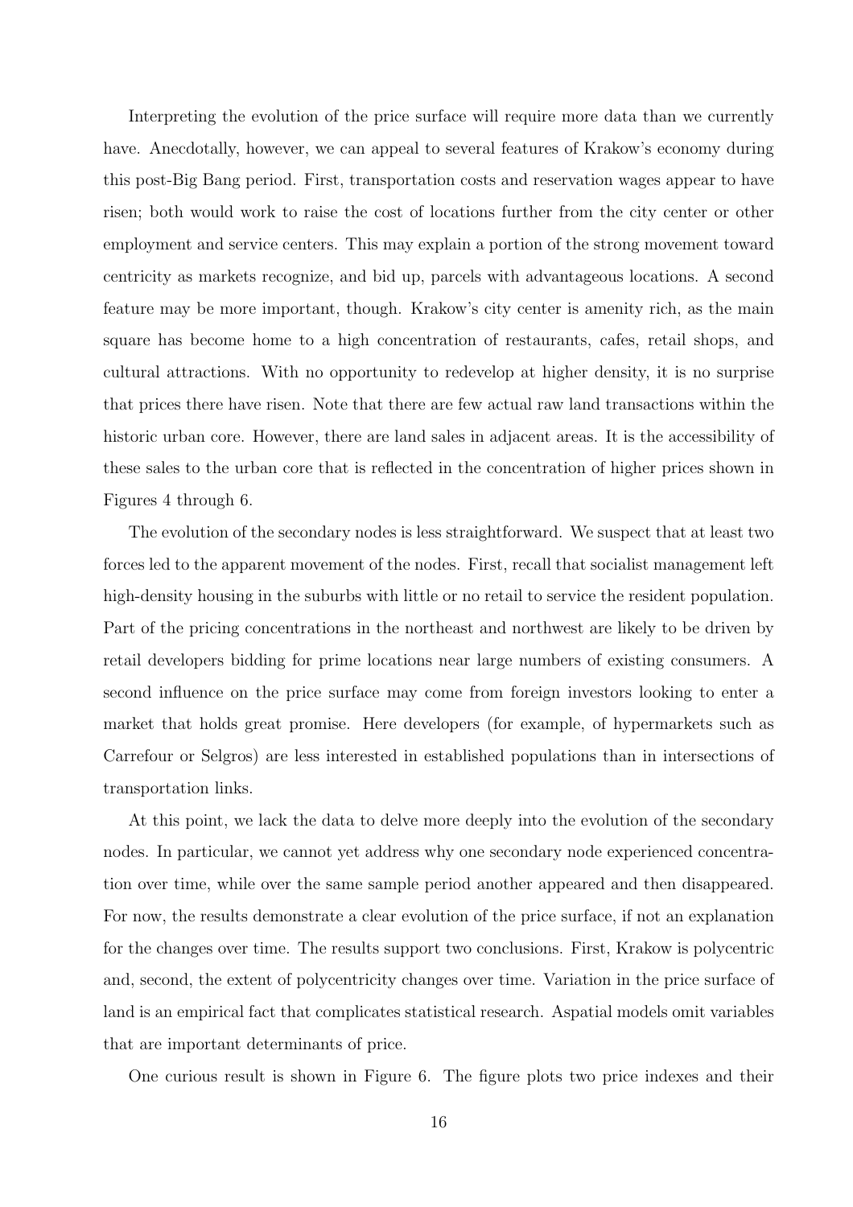Interpreting the evolution of the price surface will require more data than we currently have. Anecdotally, however, we can appeal to several features of Krakow's economy during this post-Big Bang period. First, transportation costs and reservation wages appear to have risen; both would work to raise the cost of locations further from the city center or other employment and service centers. This may explain a portion of the strong movement toward centricity as markets recognize, and bid up, parcels with advantageous locations. A second feature may be more important, though. Krakow's city center is amenity rich, as the main square has become home to a high concentration of restaurants, cafes, retail shops, and cultural attractions. With no opportunity to redevelop at higher density, it is no surprise that prices there have risen. Note that there are few actual raw land transactions within the historic urban core. However, there are land sales in adjacent areas. It is the accessibility of these sales to the urban core that is reflected in the concentration of higher prices shown in Figures 4 through 6.

The evolution of the secondary nodes is less straightforward. We suspect that at least two forces led to the apparent movement of the nodes. First, recall that socialist management left high-density housing in the suburbs with little or no retail to service the resident population. Part of the pricing concentrations in the northeast and northwest are likely to be driven by retail developers bidding for prime locations near large numbers of existing consumers. A second influence on the price surface may come from foreign investors looking to enter a market that holds great promise. Here developers (for example, of hypermarkets such as Carrefour or Selgros) are less interested in established populations than in intersections of transportation links.

At this point, we lack the data to delve more deeply into the evolution of the secondary nodes. In particular, we cannot yet address why one secondary node experienced concentration over time, while over the same sample period another appeared and then disappeared. For now, the results demonstrate a clear evolution of the price surface, if not an explanation for the changes over time. The results support two conclusions. First, Krakow is polycentric and, second, the extent of polycentricity changes over time. Variation in the price surface of land is an empirical fact that complicates statistical research. Aspatial models omit variables that are important determinants of price.

One curious result is shown in Figure 6. The figure plots two price indexes and their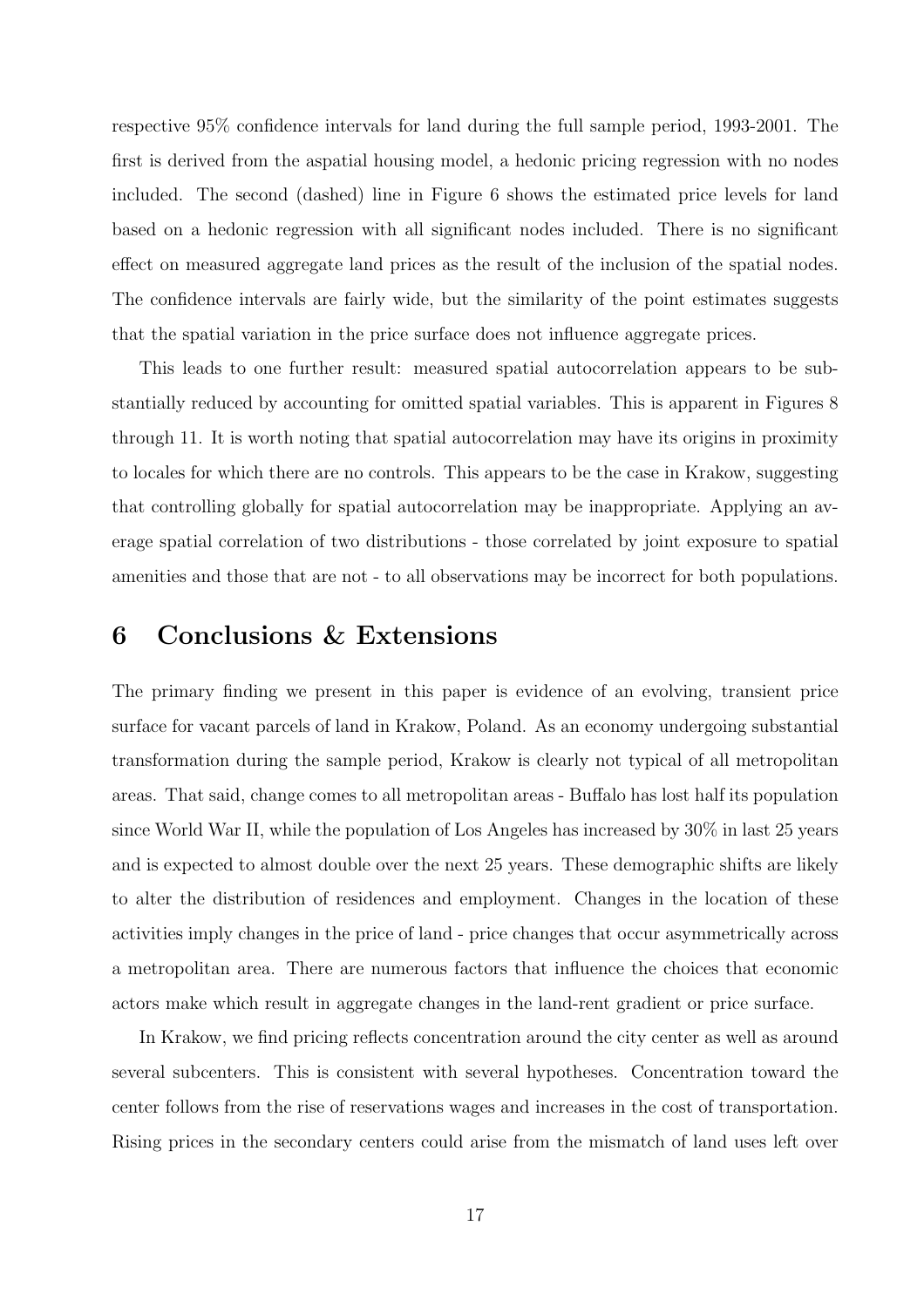respective 95% confidence intervals for land during the full sample period, 1993-2001. The first is derived from the aspatial housing model, a hedonic pricing regression with no nodes included. The second (dashed) line in Figure 6 shows the estimated price levels for land based on a hedonic regression with all significant nodes included. There is no significant effect on measured aggregate land prices as the result of the inclusion of the spatial nodes. The confidence intervals are fairly wide, but the similarity of the point estimates suggests that the spatial variation in the price surface does not influence aggregate prices.

This leads to one further result: measured spatial autocorrelation appears to be substantially reduced by accounting for omitted spatial variables. This is apparent in Figures 8 through 11. It is worth noting that spatial autocorrelation may have its origins in proximity to locales for which there are no controls. This appears to be the case in Krakow, suggesting that controlling globally for spatial autocorrelation may be inappropriate. Applying an average spatial correlation of two distributions - those correlated by joint exposure to spatial amenities and those that are not - to all observations may be incorrect for both populations.

# 6 Conclusions & Extensions

The primary finding we present in this paper is evidence of an evolving, transient price surface for vacant parcels of land in Krakow, Poland. As an economy undergoing substantial transformation during the sample period, Krakow is clearly not typical of all metropolitan areas. That said, change comes to all metropolitan areas - Buffalo has lost half its population since World War II, while the population of Los Angeles has increased by 30% in last 25 years and is expected to almost double over the next 25 years. These demographic shifts are likely to alter the distribution of residences and employment. Changes in the location of these activities imply changes in the price of land - price changes that occur asymmetrically across a metropolitan area. There are numerous factors that influence the choices that economic actors make which result in aggregate changes in the land-rent gradient or price surface.

In Krakow, we find pricing reflects concentration around the city center as well as around several subcenters. This is consistent with several hypotheses. Concentration toward the center follows from the rise of reservations wages and increases in the cost of transportation. Rising prices in the secondary centers could arise from the mismatch of land uses left over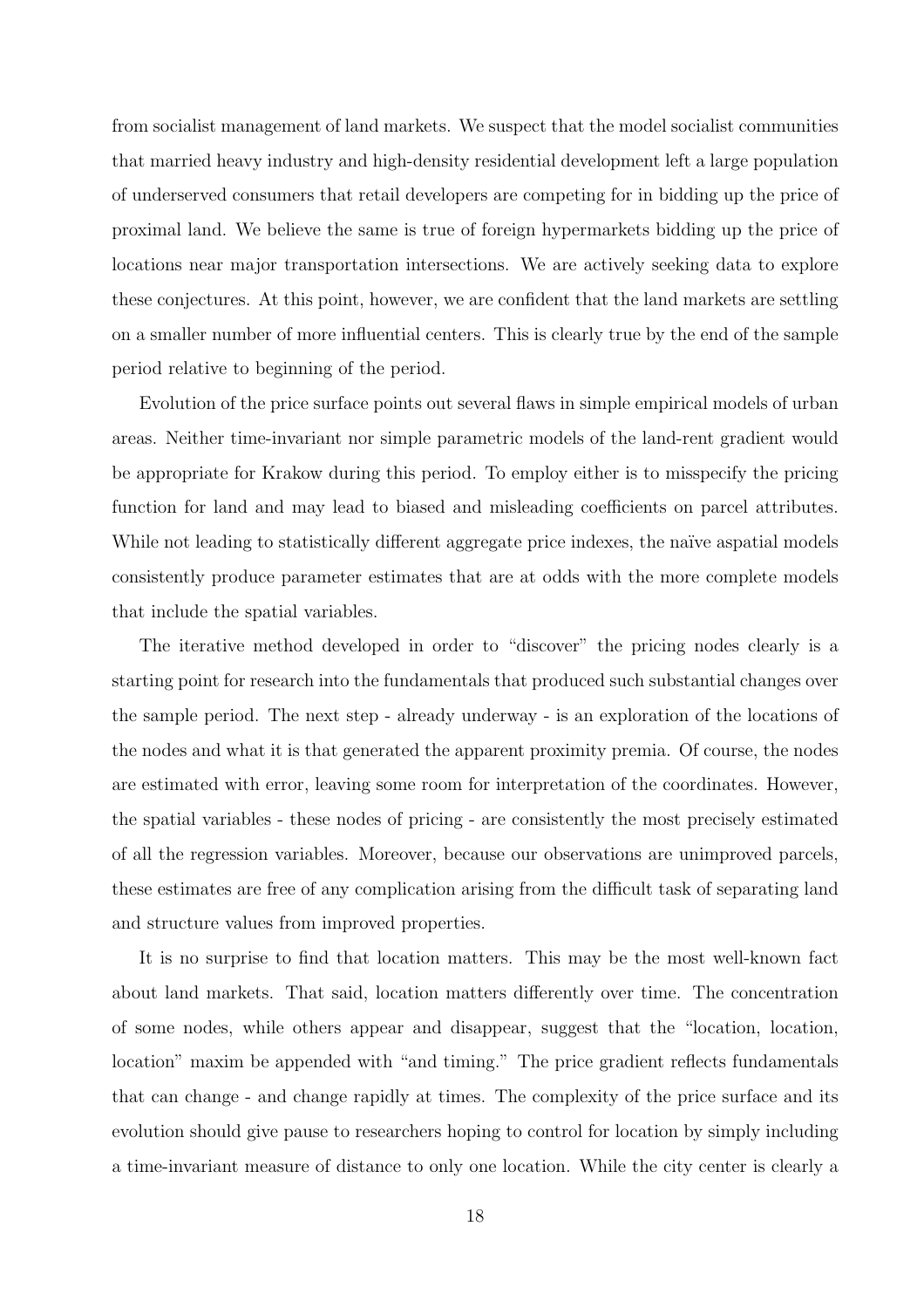from socialist management of land markets. We suspect that the model socialist communities that married heavy industry and high-density residential development left a large population of underserved consumers that retail developers are competing for in bidding up the price of proximal land. We believe the same is true of foreign hypermarkets bidding up the price of locations near major transportation intersections. We are actively seeking data to explore these conjectures. At this point, however, we are confident that the land markets are settling on a smaller number of more influential centers. This is clearly true by the end of the sample period relative to beginning of the period.

Evolution of the price surface points out several flaws in simple empirical models of urban areas. Neither time-invariant nor simple parametric models of the land-rent gradient would be appropriate for Krakow during this period. To employ either is to misspecify the pricing function for land and may lead to biased and misleading coefficients on parcel attributes. While not leading to statistically different aggregate price indexes, the naïve aspatial models consistently produce parameter estimates that are at odds with the more complete models that include the spatial variables.

The iterative method developed in order to "discover" the pricing nodes clearly is a starting point for research into the fundamentals that produced such substantial changes over the sample period. The next step - already underway - is an exploration of the locations of the nodes and what it is that generated the apparent proximity premia. Of course, the nodes are estimated with error, leaving some room for interpretation of the coordinates. However, the spatial variables - these nodes of pricing - are consistently the most precisely estimated of all the regression variables. Moreover, because our observations are unimproved parcels, these estimates are free of any complication arising from the difficult task of separating land and structure values from improved properties.

It is no surprise to find that location matters. This may be the most well-known fact about land markets. That said, location matters differently over time. The concentration of some nodes, while others appear and disappear, suggest that the "location, location, location" maxim be appended with "and timing." The price gradient reflects fundamentals that can change - and change rapidly at times. The complexity of the price surface and its evolution should give pause to researchers hoping to control for location by simply including a time-invariant measure of distance to only one location. While the city center is clearly a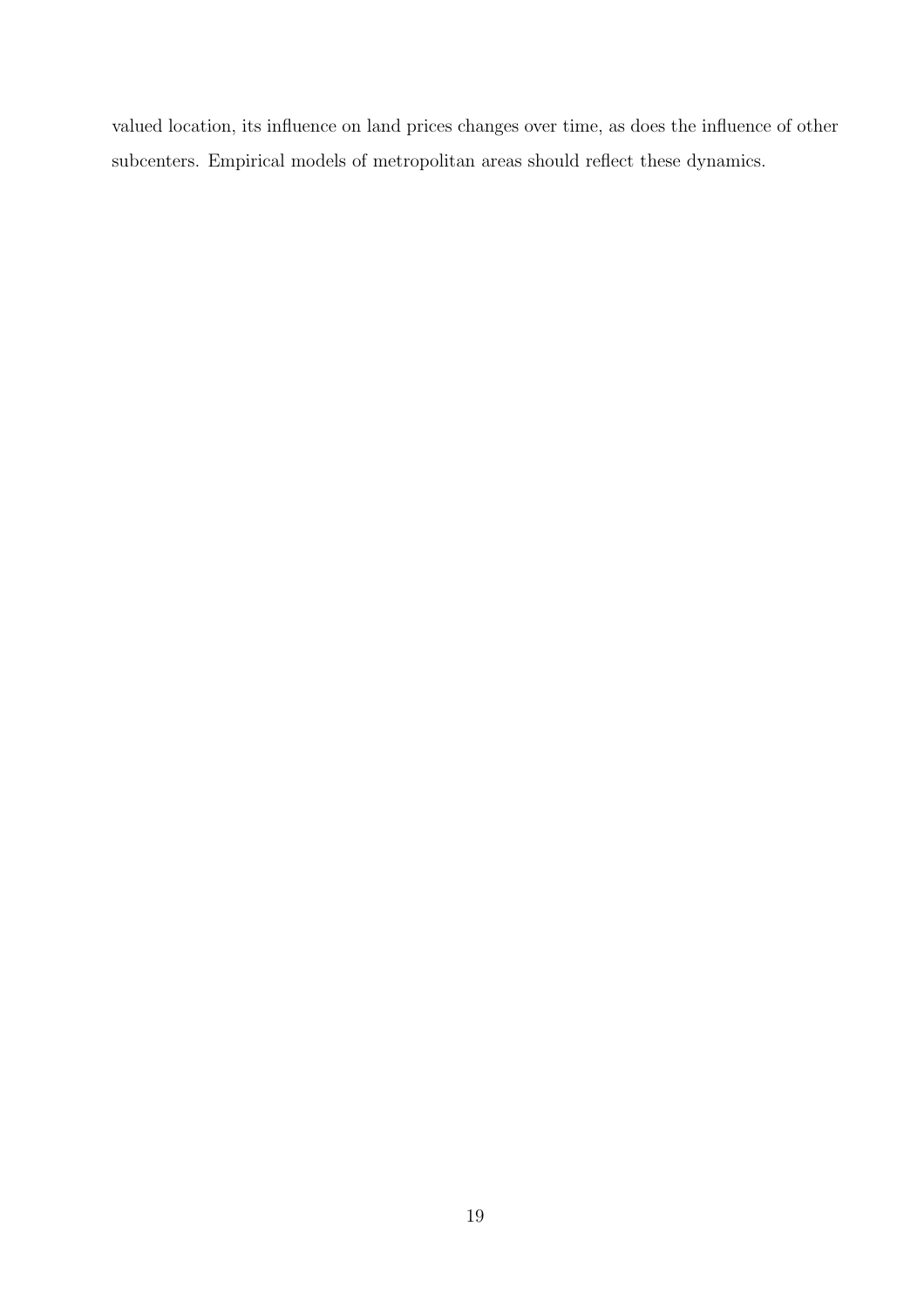valued location, its influence on land prices changes over time, as does the influence of other subcenters. Empirical models of metropolitan areas should reflect these dynamics.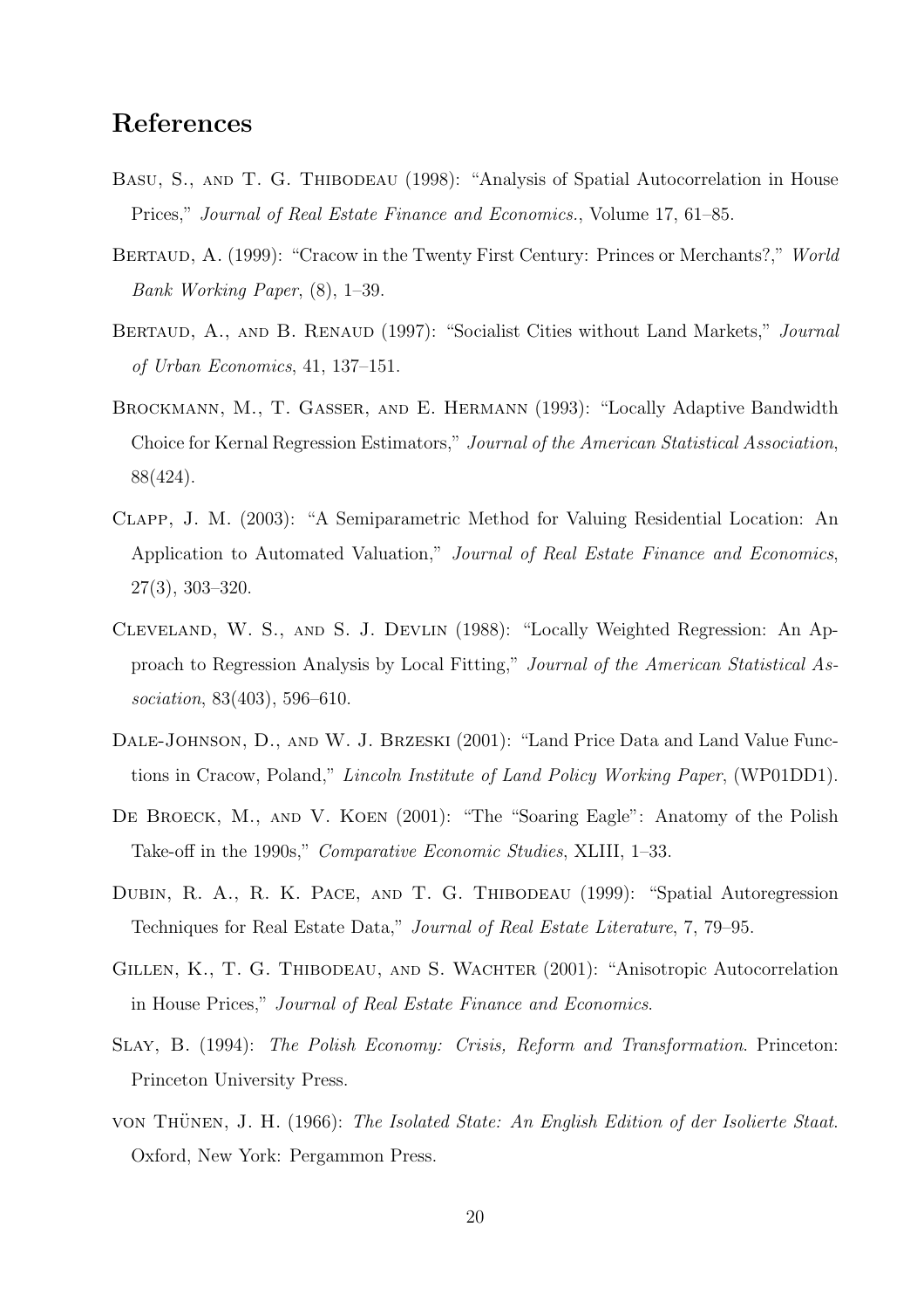# References

Basu, S., and T. G. Thibodeau (1998): "Analysis of Spatial Autocorrelation in House Prices," *Journal of Real Estate Finance and Economics.*, Volume 17, 61–85.

Bertaud, A. (1999): "Cracow in the Twenty First Century: Princes or Merchants?," *World Bank Working Paper*, (8), 1–39.

Bertaud, A., and B. Renaud (1997): "Socialist Cities without Land Markets," *Journal of Urban Economics*, 41, 137–151.

Brockmann, M., T. Gasser, and E. Hermann (1993): "Locally Adaptive Bandwidth Choice for Kernal Regression Estimators," *Journal of the American Statistical Association*, 88(424).

Clapp, J. M. (2003): "A Semiparametric Method for Valuing Residential Location: An Application to Automated Valuation," *Journal of Real Estate Finance and Economics*, 27(3), 303–320.

Cleveland, W. S., and S. J. Devlin (1988): "Locally Weighted Regression: An Approach to Regression Analysis by Local Fitting," *Journal of the American Statistical Association*, 83(403), 596–610.

Dale-Johnson, D., and W. J. Brzeski (2001): "Land Price Data and Land Value Functions in Cracow, Poland," *Lincoln Institute of Land Policy Working Paper*, (WP01DD1).

De Broeck, M., and V. Koen (2001): "The "Soaring Eagle": Anatomy of the Polish Take-off in the 1990s," *Comparative Economic Studies*, XLIII, 1–33.

Dubin, R. A., R. K. Pace, and T. G. Thibodeau (1999): "Spatial Autoregression Techniques for Real Estate Data," *Journal of Real Estate Literature*, 7, 79–95.

Gillen, K., T. G. Thibodeau, and S. Wachter (2001): "Anisotropic Autocorrelation in House Prices," *Journal of Real Estate Finance and Economics*.

Slay, B. (1994): *The Polish Economy: Crisis, Reform and Transformation*. Princeton: Princeton University Press.

von Thünen, J. H. (1966): *The Isolated State: An English Edition of der Isolierte Staat*. Oxford, New York: Pergammon Press.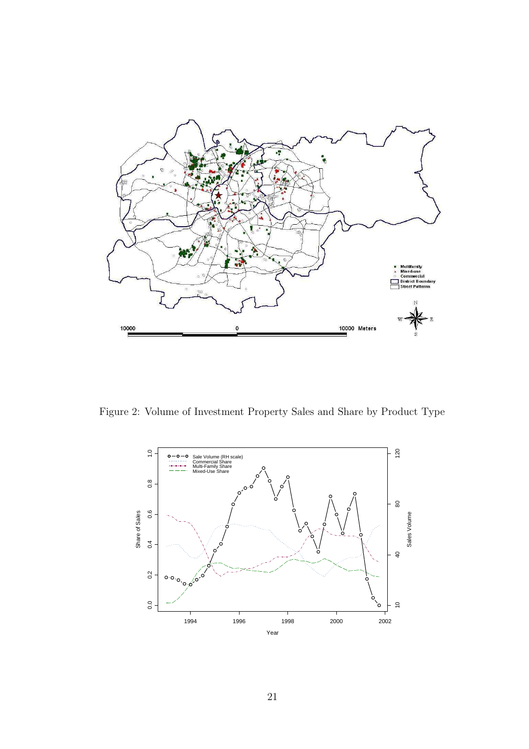Figure 2: Volume of Investment Property Sales and Share by Product Type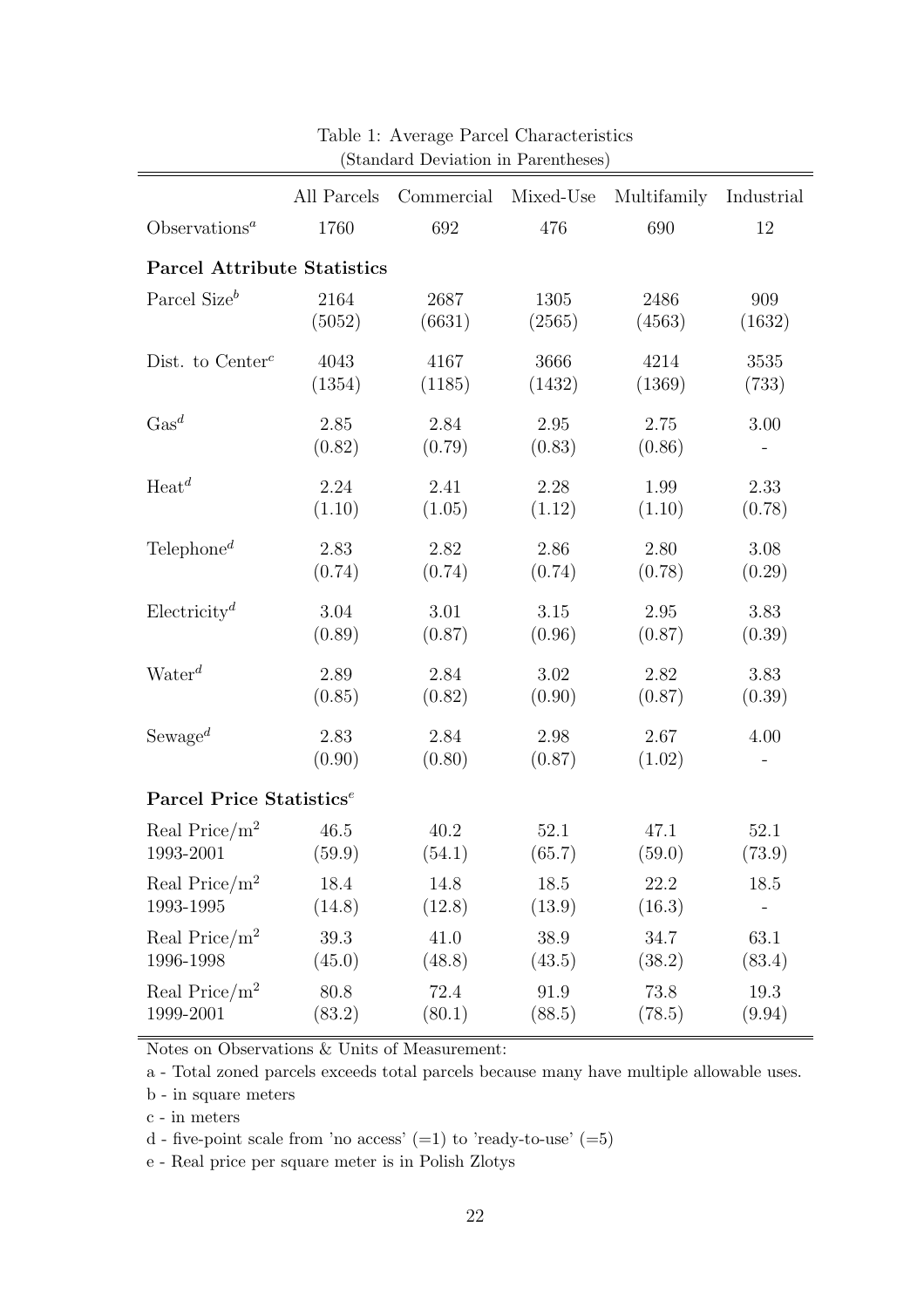Table 1: Average Parcel Characteristics
(Standard Deviation in Parentheses)

| | All Parcels | Commercial | Mixed-Use | Multifamily | Industrial |
|---|---|---|---|---|---|
| Observations[a] | 1760 | 692 | 476 | 690 | 12 |
| **Parcel Attribute Statistics** | | | | | |
| Parcel Size[b] | 2164 | 2687 | 1305 | 2486 | 909 |
| | (5052) | (6631) | (2565) | (4563) | (1632) |
| Dist. to Center[c] | 4043 | 4167 | 3666 | 4214 | 3535 |
| | (1354) | (1185) | (1432) | (1369) | (733) |
| Gas[d] | 2.85 | 2.84 | 2.95 | 2.75 | 3.00 |
| | (0.82) | (0.79) | (0.83) | (0.86) | - |
| Heat[d] | 2.24 | 2.41 | 2.28 | 1.99 | 2.33 |
| | (1.10) | (1.05) | (1.12) | (1.10) | (0.78) |
| Telephone[d] | 2.83 | 2.82 | 2.86 | 2.80 | 3.08 |
| | (0.74) | (0.74) | (0.74) | (0.78) | (0.29) |
| Electricity[d] | 3.04 | 3.01 | 3.15 | 2.95 | 3.83 |
| | (0.89) | (0.87) | (0.96) | (0.87) | (0.39) |
| Water[d] | 2.89 | 2.84 | 3.02 | 2.82 | 3.83 |
| | (0.85) | (0.82) | (0.90) | (0.87) | (0.39) |
| Sewage[d] | 2.83 | 2.84 | 2.98 | 2.67 | 4.00 |
| | (0.90) | (0.80) | (0.87) | (1.02) | - |
| **Parcel Price Statistics[e]** | | | | | |
| Real Price/m$^2$ 1993-2001 | 46.5 | 40.2 | 52.1 | 47.1 | 52.1 |
| | (59.9) | (54.1) | (65.7) | (59.0) | (73.9) |
| Real Price/m$^2$ 1993-1995 | 18.4 | 14.8 | 18.5 | 22.2 | 18.5 |
| | (14.8) | (12.8) | (13.9) | (16.3) | - |
| Real Price/m$^2$ 1996-1998 | 39.3 | 41.0 | 38.9 | 34.7 | 63.1 |
| | (45.0) | (48.8) | (43.5) | (38.2) | (83.4) |
| Real Price/m$^2$ 1999-2001 | 80.8 | 72.4 | 91.9 | 73.8 | 19.3 |
| | (83.2) | (80.1) | (88.5) | (78.5) | (9.94) |

Notes on Observations & Units of Measurement:

a - Total zoned parcels exceeds total parcels because many have multiple allowable uses.

b - in square meters

c - in meters

d - five-point scale from 'no access' (=1) to 'ready-to-use' (=5)

e - Real price per square meter is in Polish Zlotys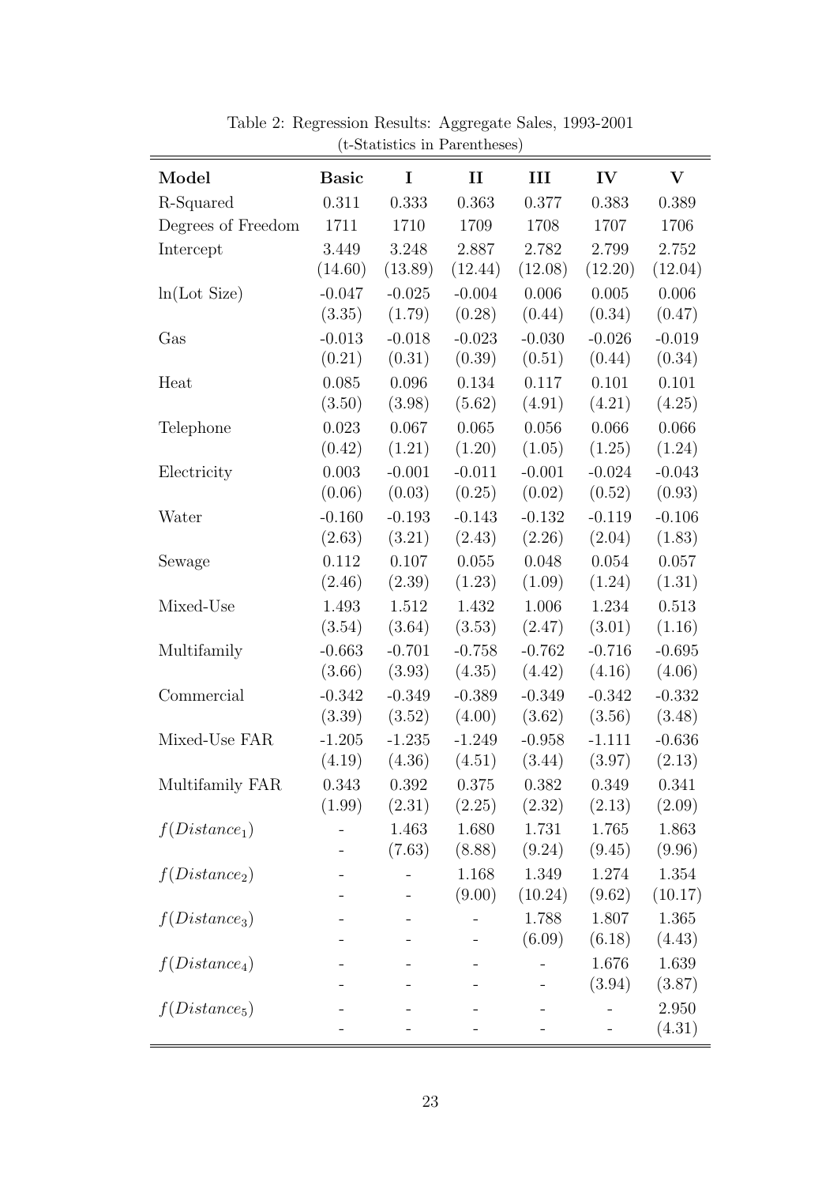Table 2: Regression Results: Aggregate Sales, 1993-2001
(t-Statistics in Parentheses)

| Model | Basic | I | II | III | IV | V |
|---|---|---|---|---|---|---|
| R-Squared | 0.311 | 0.333 | 0.363 | 0.377 | 0.383 | 0.389 |
| Degrees of Freedom | 1711 | 1710 | 1709 | 1708 | 1707 | 1706 |
| Intercept | 3.449 | 3.248 | 2.887 | 2.782 | 2.799 | 2.752 |
| | (14.60) | (13.89) | (12.44) | (12.08) | (12.20) | (12.04) |
| ln(Lot Size) | -0.047 | -0.025 | -0.004 | 0.006 | 0.005 | 0.006 |
| | (3.35) | (1.79) | (0.28) | (0.44) | (0.34) | (0.47) |
| Gas | -0.013 | -0.018 | -0.023 | -0.030 | -0.026 | -0.019 |
| | (0.21) | (0.31) | (0.39) | (0.51) | (0.44) | (0.34) |
| Heat | 0.085 | 0.096 | 0.134 | 0.117 | 0.101 | 0.101 |
| | (3.50) | (3.98) | (5.62) | (4.91) | (4.21) | (4.25) |
| Telephone | 0.023 | 0.067 | 0.065 | 0.056 | 0.066 | 0.066 |
| | (0.42) | (1.21) | (1.20) | (1.05) | (1.25) | (1.24) |
| Electricity | 0.003 | -0.001 | -0.011 | -0.001 | -0.024 | -0.043 |
| | (0.06) | (0.03) | (0.25) | (0.02) | (0.52) | (0.93) |
| Water | -0.160 | -0.193 | -0.143 | -0.132 | -0.119 | -0.106 |
| | (2.63) | (3.21) | (2.43) | (2.26) | (2.04) | (1.83) |
| Sewage | 0.112 | 0.107 | 0.055 | 0.048 | 0.054 | 0.057 |
| | (2.46) | (2.39) | (1.23) | (1.09) | (1.24) | (1.31) |
| Mixed-Use | 1.493 | 1.512 | 1.432 | 1.006 | 1.234 | 0.513 |
| | (3.54) | (3.64) | (3.53) | (2.47) | (3.01) | (1.16) |
| Multifamily | -0.663 | -0.701 | -0.758 | -0.762 | -0.716 | -0.695 |
| | (3.66) | (3.93) | (4.35) | (4.42) | (4.16) | (4.06) |
| Commercial | -0.342 | -0.349 | -0.389 | -0.349 | -0.342 | -0.332 |
| | (3.39) | (3.52) | (4.00) | (3.62) | (3.56) | (3.48) |
| Mixed-Use FAR | -1.205 | -1.235 | -1.249 | -0.958 | -1.111 | -0.636 |
| | (4.19) | (4.36) | (4.51) | (3.44) | (3.97) | (2.13) |
| Multifamily FAR | 0.343 | 0.392 | 0.375 | 0.382 | 0.349 | 0.341 |
| | (1.99) | (2.31) | (2.25) | (2.32) | (2.13) | (2.09) |
| $f(Distance_1)$ | - | 1.463 | 1.680 | 1.731 | 1.765 | 1.863 |
| | - | (7.63) | (8.88) | (9.24) | (9.45) | (9.96) |
| $f(Distance_2)$ | - | - | 1.168 | 1.349 | 1.274 | 1.354 |
| | - | - | (9.00) | (10.24) | (9.62) | (10.17) |
| $f(Distance_3)$ | - | - | - | 1.788 | 1.807 | 1.365 |
| | - | - | - | (6.09) | (6.18) | (4.43) |
| $f(Distance_4)$ | - | - | - | - | 1.676 | 1.639 |
| | - | - | - | - | (3.94) | (3.87) |
| $f(Distance_5)$ | - | - | - | - | - | 2.950 |
| | - | - | - | - | - | (4.31) |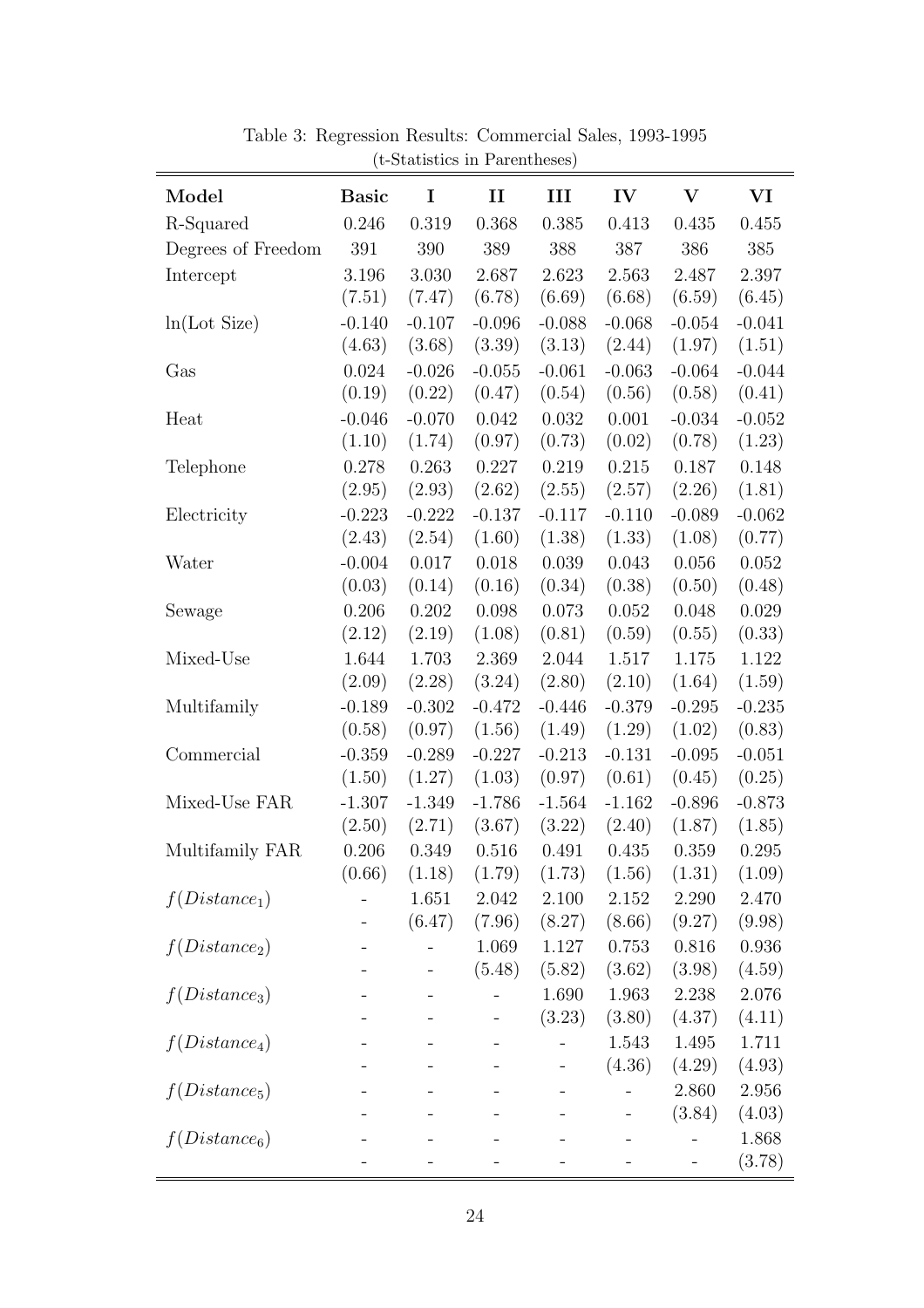Table 3: Regression Results: Commercial Sales, 1993-1995
(t-Statistics in Parentheses)

| Model | Basic | I | II | III | IV | V | VI |
|---|---|---|---|---|---|---|---|
| R-Squared | 0.246 | 0.319 | 0.368 | 0.385 | 0.413 | 0.435 | 0.455 |
| Degrees of Freedom | 391 | 390 | 389 | 388 | 387 | 386 | 385 |
| Intercept | 3.196 | 3.030 | 2.687 | 2.623 | 2.563 | 2.487 | 2.397 |
| | (7.51) | (7.47) | (6.78) | (6.69) | (6.68) | (6.59) | (6.45) |
| ln(Lot Size) | -0.140 | -0.107 | -0.096 | -0.088 | -0.068 | -0.054 | -0.041 |
| | (4.63) | (3.68) | (3.39) | (3.13) | (2.44) | (1.97) | (1.51) |
| Gas | 0.024 | -0.026 | -0.055 | -0.061 | -0.063 | -0.064 | -0.044 |
| | (0.19) | (0.22) | (0.47) | (0.54) | (0.56) | (0.58) | (0.41) |
| Heat | -0.046 | -0.070 | 0.042 | 0.032 | 0.001 | -0.034 | -0.052 |
| | (1.10) | (1.74) | (0.97) | (0.73) | (0.02) | (0.78) | (1.23) |
| Telephone | 0.278 | 0.263 | 0.227 | 0.219 | 0.215 | 0.187 | 0.148 |
| | (2.95) | (2.93) | (2.62) | (2.55) | (2.57) | (2.26) | (1.81) |
| Electricity | -0.223 | -0.222 | -0.137 | -0.117 | -0.110 | -0.089 | -0.062 |
| | (2.43) | (2.54) | (1.60) | (1.38) | (1.33) | (1.08) | (0.77) |
| Water | -0.004 | 0.017 | 0.018 | 0.039 | 0.043 | 0.056 | 0.052 |
| | (0.03) | (0.14) | (0.16) | (0.34) | (0.38) | (0.50) | (0.48) |
| Sewage | 0.206 | 0.202 | 0.098 | 0.073 | 0.052 | 0.048 | 0.029 |
| | (2.12) | (2.19) | (1.08) | (0.81) | (0.59) | (0.55) | (0.33) |
| Mixed-Use | 1.644 | 1.703 | 2.369 | 2.044 | 1.517 | 1.175 | 1.122 |
| | (2.09) | (2.28) | (3.24) | (2.80) | (2.10) | (1.64) | (1.59) |
| Multifamily | -0.189 | -0.302 | -0.472 | -0.446 | -0.379 | -0.295 | -0.235 |
| | (0.58) | (0.97) | (1.56) | (1.49) | (1.29) | (1.02) | (0.83) |
| Commercial | -0.359 | -0.289 | -0.227 | -0.213 | -0.131 | -0.095 | -0.051 |
| | (1.50) | (1.27) | (1.03) | (0.97) | (0.61) | (0.45) | (0.25) |
| Mixed-Use FAR | -1.307 | -1.349 | -1.786 | -1.564 | -1.162 | -0.896 | -0.873 |
| | (2.50) | (2.71) | (3.67) | (3.22) | (2.40) | (1.87) | (1.85) |
| Multifamily FAR | 0.206 | 0.349 | 0.516 | 0.491 | 0.435 | 0.359 | 0.295 |
| | (0.66) | (1.18) | (1.79) | (1.73) | (1.56) | (1.31) | (1.09) |
| $f(Distance_1)$ | - | 1.651 | 2.042 | 2.100 | 2.152 | 2.290 | 2.470 |
| | - | (6.47) | (7.96) | (8.27) | (8.66) | (9.27) | (9.98) |
| $f(Distance_2)$ | - | - | 1.069 | 1.127 | 0.753 | 0.816 | 0.936 |
| | - | - | (5.48) | (5.82) | (3.62) | (3.98) | (4.59) |
| $f(Distance_3)$ | - | - | - | 1.690 | 1.963 | 2.238 | 2.076 |
| | - | - | - | (3.23) | (3.80) | (4.37) | (4.11) |
| $f(Distance_4)$ | - | - | - | - | 1.543 | 1.495 | 1.711 |
| | - | - | - | - | (4.36) | (4.29) | (4.93) |
| $f(Distance_5)$ | - | - | - | - | - | 2.860 | 2.956 |
| | - | - | - | - | - | (3.84) | (4.03) |
| $f(Distance_6)$ | - | - | - | - | - | - | 1.868 |
| | - | - | - | - | - | - | (3.78) |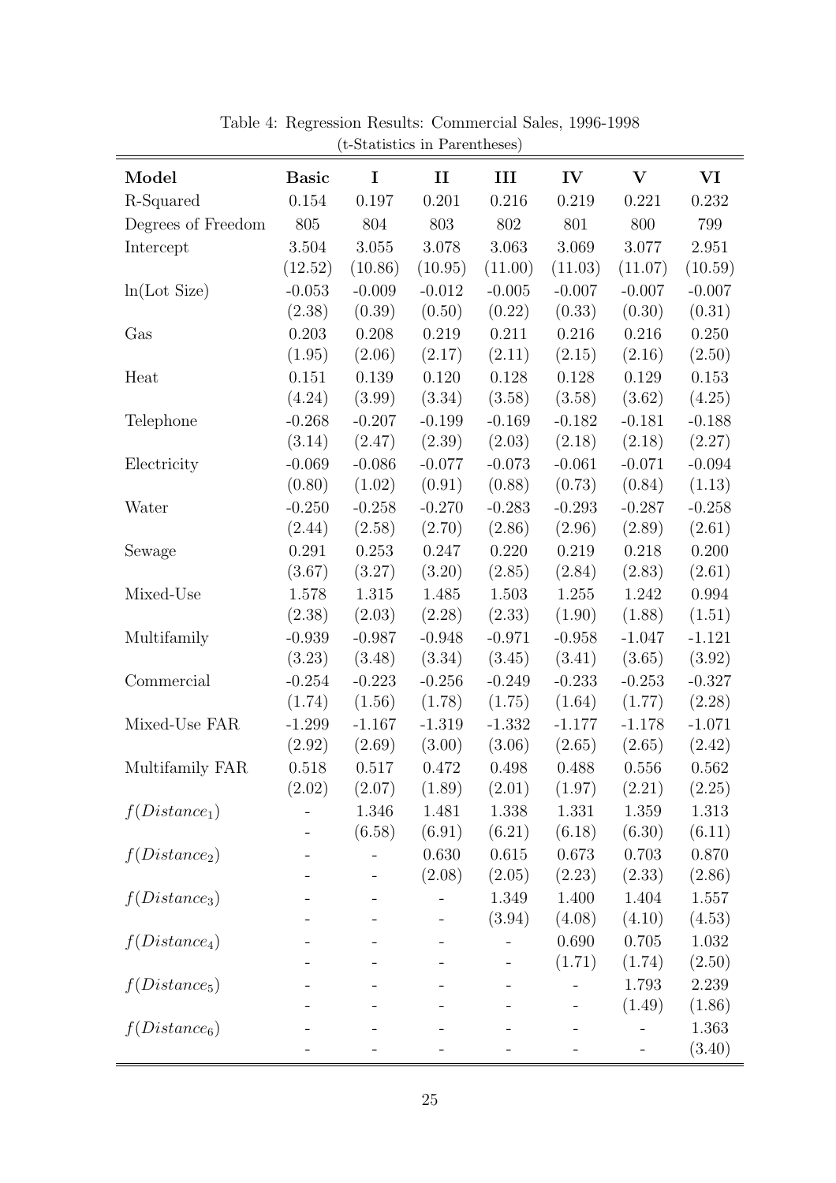Table 4: Regression Results: Commercial Sales, 1996-1998
(t-Statistics in Parentheses)

| **Model** | **Basic** | **I** | **II** | **III** | **IV** | **V** | **VI** |
|---|---|---|---|---|---|---|---|
| R-Squared | 0.154 | 0.197 | 0.201 | 0.216 | 0.219 | 0.221 | 0.232 |
| Degrees of Freedom | 805 | 804 | 803 | 802 | 801 | 800 | 799 |
| Intercept | 3.504 | 3.055 | 3.078 | 3.063 | 3.069 | 3.077 | 2.951 |
| | (12.52) | (10.86) | (10.95) | (11.00) | (11.03) | (11.07) | (10.59) |
| ln(Lot Size) | -0.053 | -0.009 | -0.012 | -0.005 | -0.007 | -0.007 | -0.007 |
| | (2.38) | (0.39) | (0.50) | (0.22) | (0.33) | (0.30) | (0.31) |
| Gas | 0.203 | 0.208 | 0.219 | 0.211 | 0.216 | 0.216 | 0.250 |
| | (1.95) | (2.06) | (2.17) | (2.11) | (2.15) | (2.16) | (2.50) |
| Heat | 0.151 | 0.139 | 0.120 | 0.128 | 0.128 | 0.129 | 0.153 |
| | (4.24) | (3.99) | (3.34) | (3.58) | (3.58) | (3.62) | (4.25) |
| Telephone | -0.268 | -0.207 | -0.199 | -0.169 | -0.182 | -0.181 | -0.188 |
| | (3.14) | (2.47) | (2.39) | (2.03) | (2.18) | (2.18) | (2.27) |
| Electricity | -0.069 | -0.086 | -0.077 | -0.073 | -0.061 | -0.071 | -0.094 |
| | (0.80) | (1.02) | (0.91) | (0.88) | (0.73) | (0.84) | (1.13) |
| Water | -0.250 | -0.258 | -0.270 | -0.283 | -0.293 | -0.287 | -0.258 |
| | (2.44) | (2.58) | (2.70) | (2.86) | (2.96) | (2.89) | (2.61) |
| Sewage | 0.291 | 0.253 | 0.247 | 0.220 | 0.219 | 0.218 | 0.200 |
| | (3.67) | (3.27) | (3.20) | (2.85) | (2.84) | (2.83) | (2.61) |
| Mixed-Use | 1.578 | 1.315 | 1.485 | 1.503 | 1.255 | 1.242 | 0.994 |
| | (2.38) | (2.03) | (2.28) | (2.33) | (1.90) | (1.88) | (1.51) |
| Multifamily | -0.939 | -0.987 | -0.948 | -0.971 | -0.958 | -1.047 | -1.121 |
| | (3.23) | (3.48) | (3.34) | (3.45) | (3.41) | (3.65) | (3.92) |
| Commercial | -0.254 | -0.223 | -0.256 | -0.249 | -0.233 | -0.253 | -0.327 |
| | (1.74) | (1.56) | (1.78) | (1.75) | (1.64) | (1.77) | (2.28) |
| Mixed-Use FAR | -1.299 | -1.167 | -1.319 | -1.332 | -1.177 | -1.178 | -1.071 |
| | (2.92) | (2.69) | (3.00) | (3.06) | (2.65) | (2.65) | (2.42) |
| Multifamily FAR | 0.518 | 0.517 | 0.472 | 0.498 | 0.488 | 0.556 | 0.562 |
| | (2.02) | (2.07) | (1.89) | (2.01) | (1.97) | (2.21) | (2.25) |
| $f(Distance_1)$ | - | 1.346 | 1.481 | 1.338 | 1.331 | 1.359 | 1.313 |
| | - | (6.58) | (6.91) | (6.21) | (6.18) | (6.30) | (6.11) |
| $f(Distance_2)$ | - | - | 0.630 | 0.615 | 0.673 | 0.703 | 0.870 |
| | - | - | (2.08) | (2.05) | (2.23) | (2.33) | (2.86) |
| $f(Distance_3)$ | - | - | - | 1.349 | 1.400 | 1.404 | 1.557 |
| | - | - | - | (3.94) | (4.08) | (4.10) | (4.53) |
| $f(Distance_4)$ | - | - | - | - | 0.690 | 0.705 | 1.032 |
| | - | - | - | - | (1.71) | (1.74) | (2.50) |
| $f(Distance_5)$ | - | - | - | - | - | 1.793 | 2.239 |
| | - | - | - | - | - | (1.49) | (1.86) |
| $f(Distance_6)$ | - | - | - | - | - | - | 1.363 |
| | - | - | - | - | - | - | (3.40) |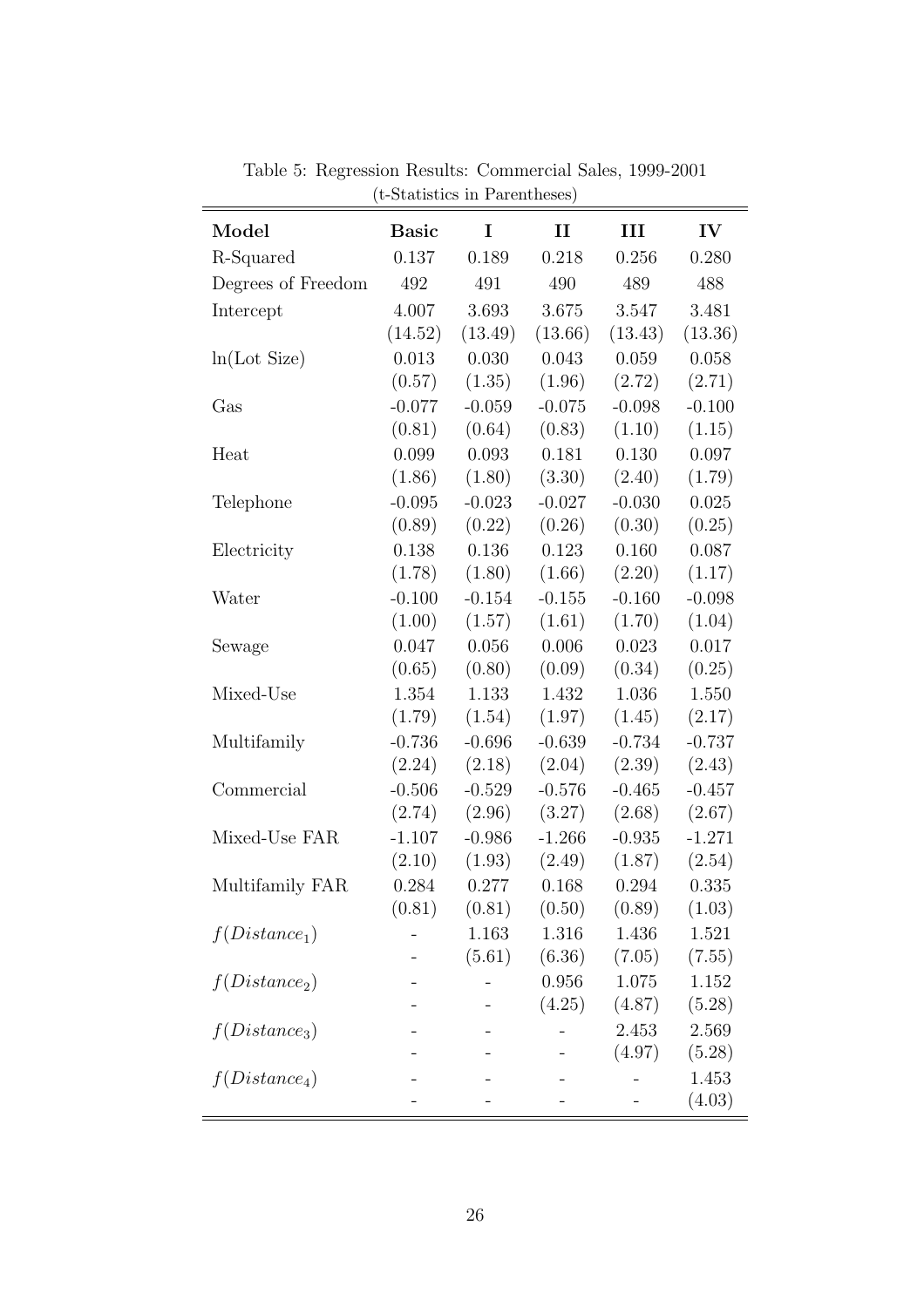Table 5: Regression Results: Commercial Sales, 1999-2001

(t-Statistics in Parentheses)

| **Model** | **Basic** | **I** | **II** | **III** | **IV** |
|---|---|---|---|---|---|
| R-Squared | 0.137 | 0.189 | 0.218 | 0.256 | 0.280 |
| Degrees of Freedom | 492 | 491 | 490 | 489 | 488 |
| Intercept | 4.007 | 3.693 | 3.675 | 3.547 | 3.481 |
| | (14.52) | (13.49) | (13.66) | (13.43) | (13.36) |
| ln(Lot Size) | 0.013 | 0.030 | 0.043 | 0.059 | 0.058 |
| | (0.57) | (1.35) | (1.96) | (2.72) | (2.71) |
| Gas | -0.077 | -0.059 | -0.075 | -0.098 | -0.100 |
| | (0.81) | (0.64) | (0.83) | (1.10) | (1.15) |
| Heat | 0.099 | 0.093 | 0.181 | 0.130 | 0.097 |
| | (1.86) | (1.80) | (3.30) | (2.40) | (1.79) |
| Telephone | -0.095 | -0.023 | -0.027 | -0.030 | 0.025 |
| | (0.89) | (0.22) | (0.26) | (0.30) | (0.25) |
| Electricity | 0.138 | 0.136 | 0.123 | 0.160 | 0.087 |
| | (1.78) | (1.80) | (1.66) | (2.20) | (1.17) |
| Water | -0.100 | -0.154 | -0.155 | -0.160 | -0.098 |
| | (1.00) | (1.57) | (1.61) | (1.70) | (1.04) |
| Sewage | 0.047 | 0.056 | 0.006 | 0.023 | 0.017 |
| | (0.65) | (0.80) | (0.09) | (0.34) | (0.25) |
| Mixed-Use | 1.354 | 1.133 | 1.432 | 1.036 | 1.550 |
| | (1.79) | (1.54) | (1.97) | (1.45) | (2.17) |
| Multifamily | -0.736 | -0.696 | -0.639 | -0.734 | -0.737 |
| | (2.24) | (2.18) | (2.04) | (2.39) | (2.43) |
| Commercial | -0.506 | -0.529 | -0.576 | -0.465 | -0.457 |
| | (2.74) | (2.96) | (3.27) | (2.68) | (2.67) |
| Mixed-Use FAR | -1.107 | -0.986 | -1.266 | -0.935 | -1.271 |
| | (2.10) | (1.93) | (2.49) | (1.87) | (2.54) |
| Multifamily FAR | 0.284 | 0.277 | 0.168 | 0.294 | 0.335 |
| | (0.81) | (0.81) | (0.50) | (0.89) | (1.03) |
| $f(Distance_1)$ | - | 1.163 | 1.316 | 1.436 | 1.521 |
| | - | (5.61) | (6.36) | (7.05) | (7.55) |
| $f(Distance_2)$ | - | - | 0.956 | 1.075 | 1.152 |
| | - | - | (4.25) | (4.87) | (5.28) |
| $f(Distance_3)$ | - | - | - | 2.453 | 2.569 |
| | - | - | - | (4.97) | (5.28) |
| $f(Distance_4)$ | - | - | - | - | 1.453 |
| | - | - | - | - | (4.03) |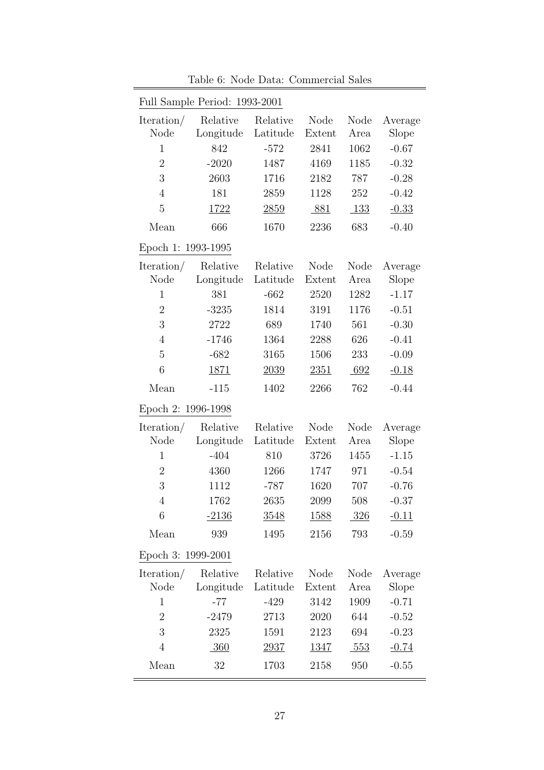Table 6: Node Data: Commercial Sales

Full Sample Period: 1993-2001

| Iteration/ Node | Relative Longitude | Relative Latitude | Node Extent | Node Area | Average Slope |
|---|---|---|---|---|---|
| 1 | 842 | -572 | 2841 | 1062 | -0.67 |
| 2 | -2020 | 1487 | 4169 | 1185 | -0.32 |
| 3 | 2603 | 1716 | 2182 | 787 | -0.28 |
| 4 | 181 | 2859 | 1128 | 252 | -0.42 |
| 5 | 1722 | 2859 | 881 | 133 | -0.33 |
| Mean | 666 | 1670 | 2236 | 683 | -0.40 |

Epoch 1: 1993-1995

| Iteration/ Node | Relative Longitude | Relative Latitude | Node Extent | Node Area | Average Slope |
|---|---|---|---|---|---|
| 1 | 381 | -662 | 2520 | 1282 | -1.17 |
| 2 | -3235 | 1814 | 3191 | 1176 | -0.51 |
| 3 | 2722 | 689 | 1740 | 561 | -0.30 |
| 4 | -1746 | 1364 | 2288 | 626 | -0.41 |
| 5 | -682 | 3165 | 1506 | 233 | -0.09 |
| 6 | 1871 | 2039 | 2351 | 692 | -0.18 |
| Mean | -115 | 1402 | 2266 | 762 | -0.44 |

Epoch 2: 1996-1998

| Iteration/ Node | Relative Longitude | Relative Latitude | Node Extent | Node Area | Average Slope |
|---|---|---|---|---|---|
| 1 | -404 | 810 | 3726 | 1455 | -1.15 |
| 2 | 4360 | 1266 | 1747 | 971 | -0.54 |
| 3 | 1112 | -787 | 1620 | 707 | -0.76 |
| 4 | 1762 | 2635 | 2099 | 508 | -0.37 |
| 6 | -2136 | 3548 | 1588 | 326 | -0.11 |
| Mean | 939 | 1495 | 2156 | 793 | -0.59 |

Epoch 3: 1999-2001

| Iteration/ Node | Relative Longitude | Relative Latitude | Node Extent | Node Area | Average Slope |
|---|---|---|---|---|---|
| 1 | -77 | -429 | 3142 | 1909 | -0.71 |
| 2 | -2479 | 2713 | 2020 | 644 | -0.52 |
| 3 | 2325 | 1591 | 2123 | 694 | -0.23 |
| 4 | 360 | 2937 | 1347 | 553 | -0.74 |
| Mean | 32 | 1703 | 2158 | 950 | -0.55 |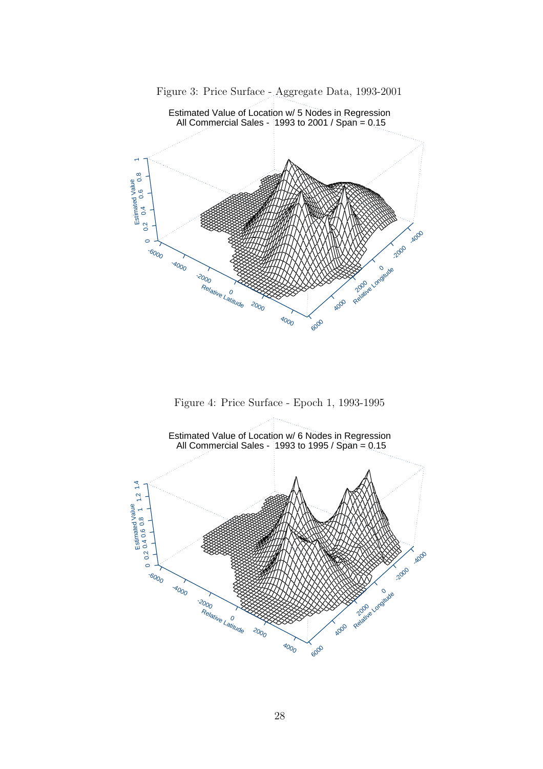Figure 3: Price Surface - Aggregate Data, 1993-2001

Figure 4: Price Surface - Epoch 1, 1993-1995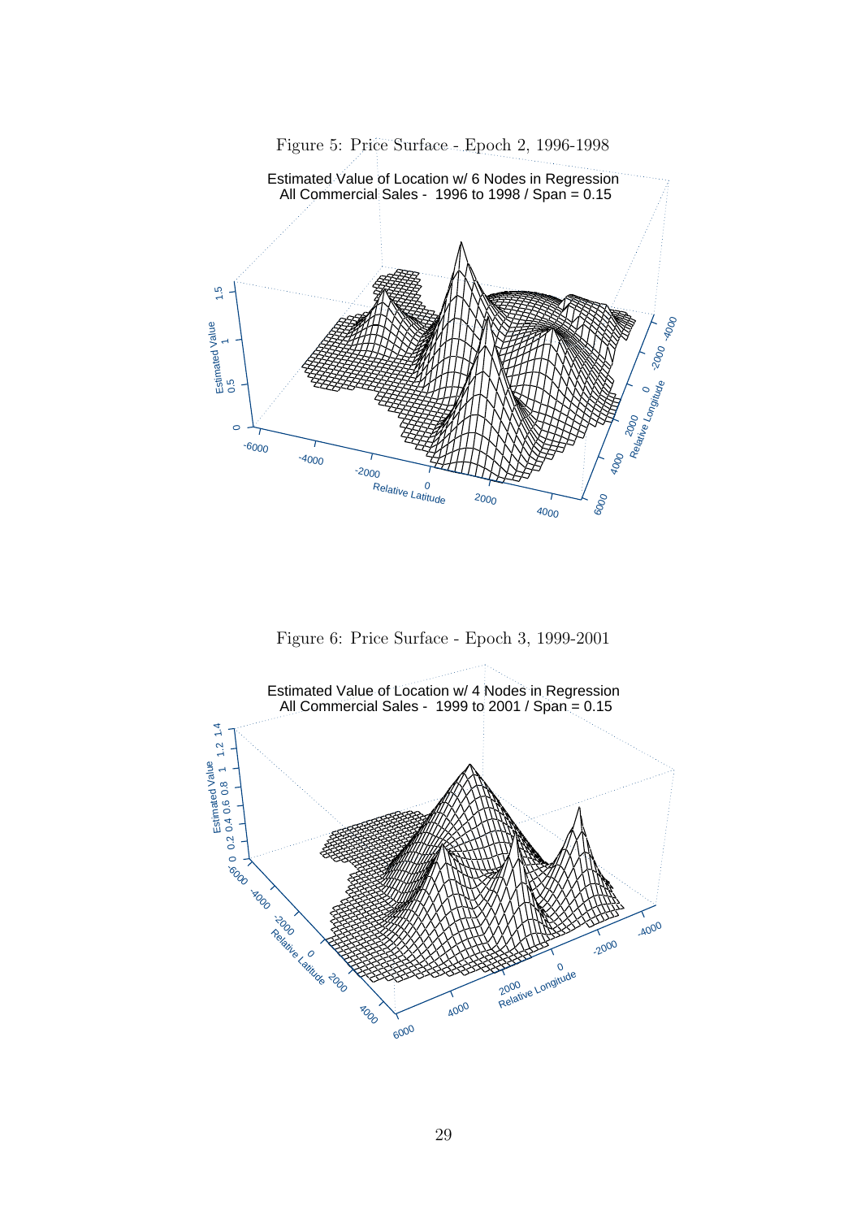Figure 5: Price Surface - Epoch 2, 1996-1998

Figure 6: Price Surface - Epoch 3, 1999-2001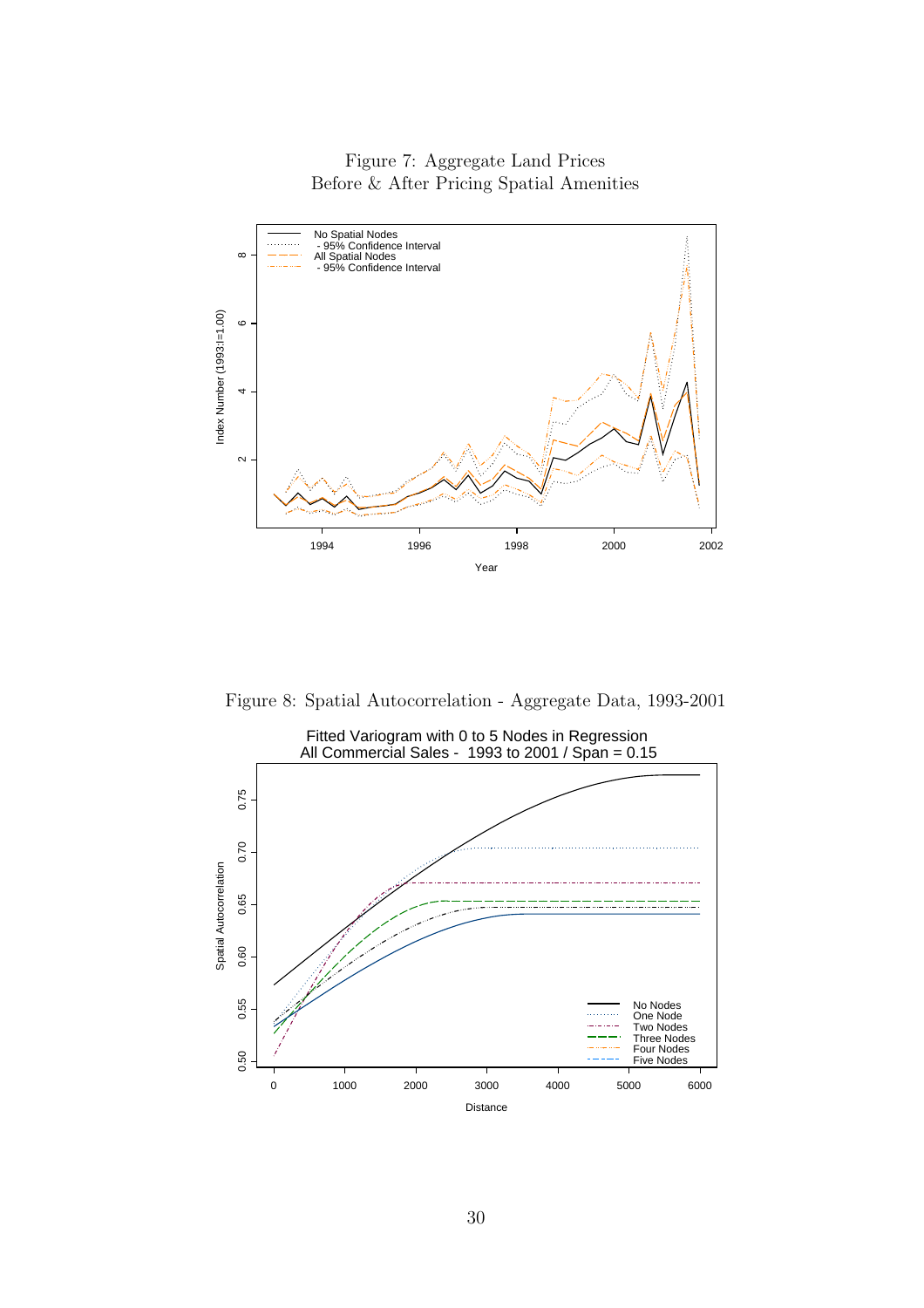Figure 7: Aggregate Land Prices
Before & After Pricing Spatial Amenities

Figure 8: Spatial Autocorrelation - Aggregate Data, 1993-2001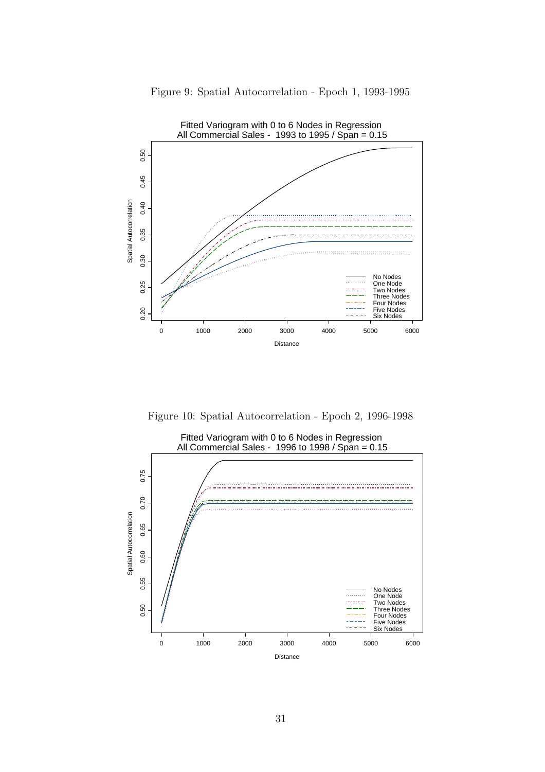Figure 9: Spatial Autocorrelation - Epoch 1, 1993-1995

Figure 10: Spatial Autocorrelation - Epoch 2, 1996-1998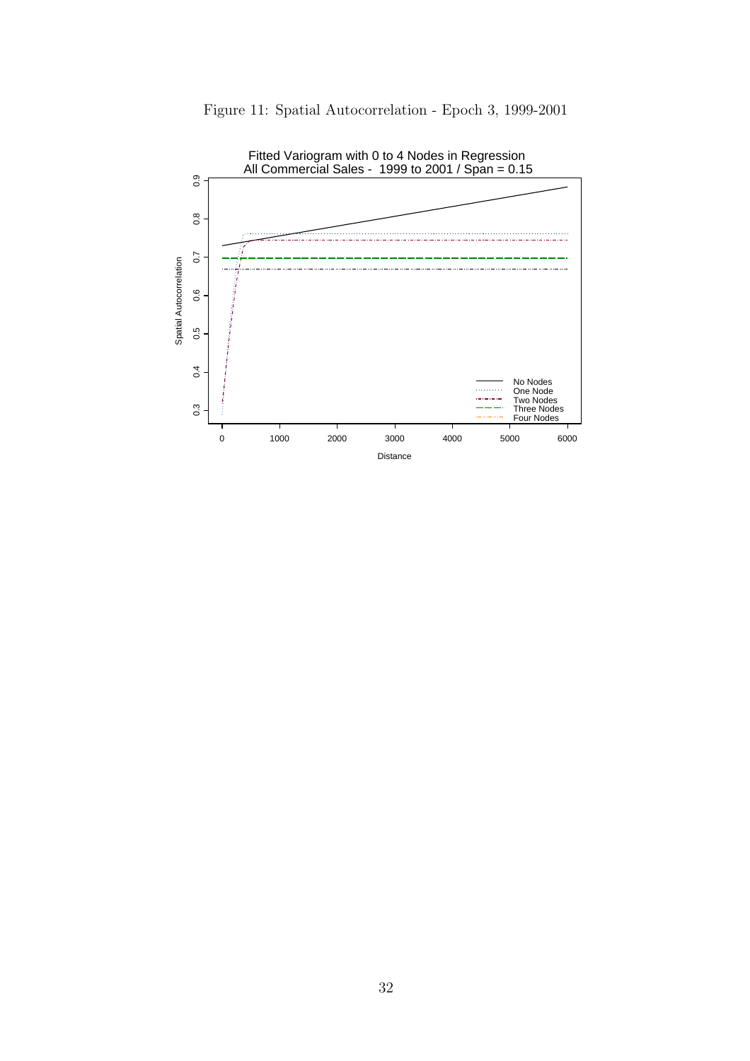Figure 11: Spatial Autocorrelation - Epoch 3, 1999-2001

Fitted Variogram with 0 to 4 Nodes in Regression
All Commercial Sales - 1999 to 2001 / Span = 0.15

Spatial Autocorrelation

0.3
0.4
0.5
0.6
0.7
0.8
0.9

0
1000
2000
3000
4000
5000
6000

Distance

No Nodes
One Node
Two Nodes
Three Nodes
Four Nodes